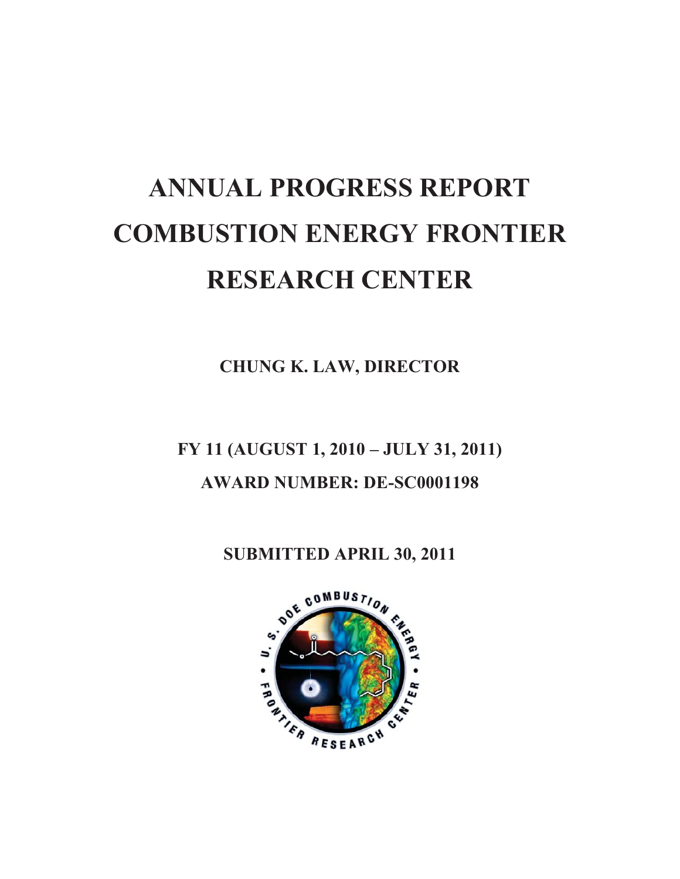# ANNUAL PROGRESS REPORT COMBUSTION ENERGY FRONTIER RESEARCH CENTER

**CHUNG K. LAW, DIRECTOR**

**FY 11 (AUGUST 1, 2010 – JULY 31, 2011)**

**AWARD NUMBER: DE-SC0001198**

**SUBMITTED APRIL 30, 2011**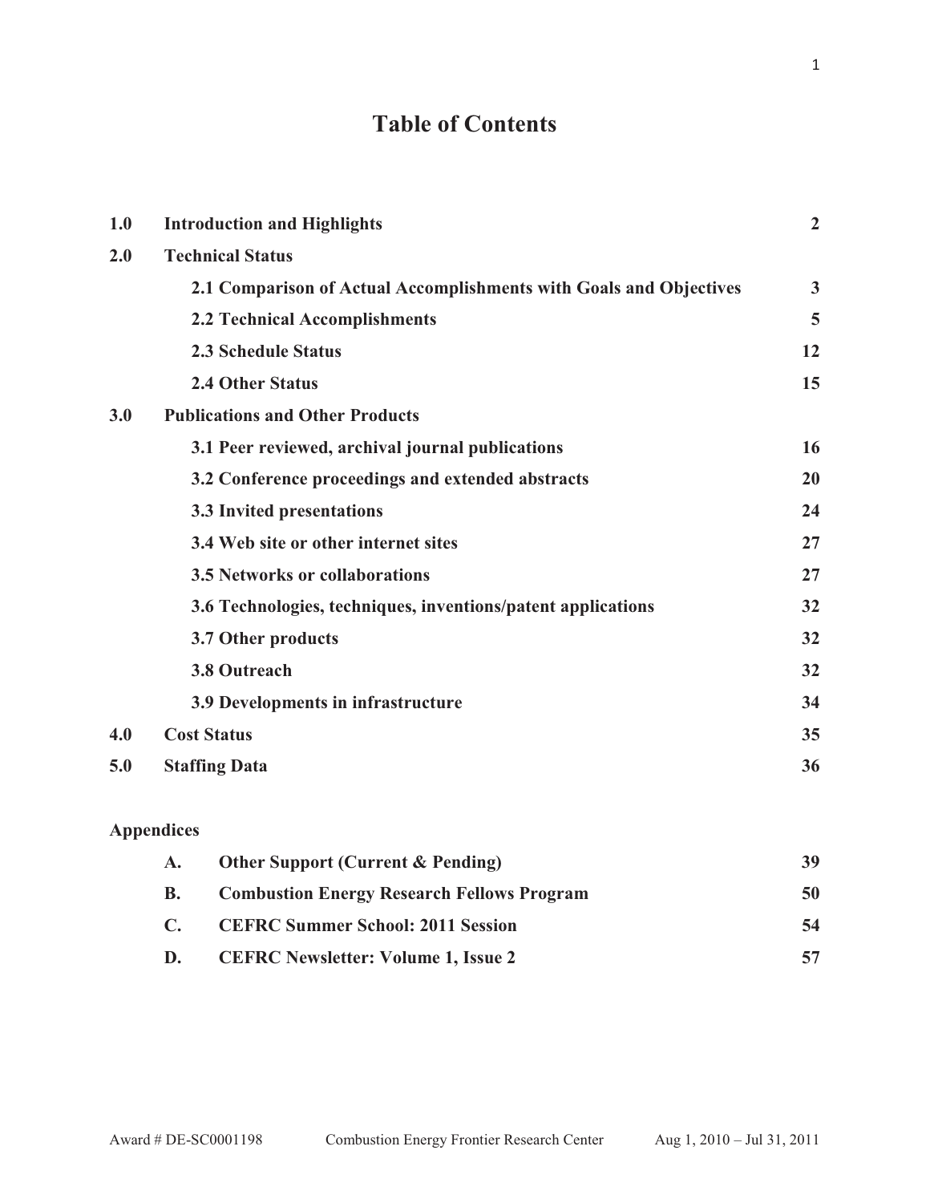# Table of Contents

| | | |
|---|---|---|
| **1.0** | **Introduction and Highlights** | **2** |
| **2.0** | **Technical Status** | |
| | **2.1 Comparison of Actual Accomplishments with Goals and Objectives** | **3** |
| | **2.2 Technical Accomplishments** | **5** |
| | **2.3 Schedule Status** | **12** |
| | **2.4 Other Status** | **15** |
| **3.0** | **Publications and Other Products** | |
| | **3.1 Peer reviewed, archival journal publications** | **16** |
| | **3.2 Conference proceedings and extended abstracts** | **20** |
| | **3.3 Invited presentations** | **24** |
| | **3.4 Web site or other internet sites** | **27** |
| | **3.5 Networks or collaborations** | **27** |
| | **3.6 Technologies, techniques, inventions/patent applications** | **32** |
| | **3.7 Other products** | **32** |
| | **3.8 Outreach** | **32** |
| | **3.9 Developments in infrastructure** | **34** |
| **4.0** | **Cost Status** | **35** |
| **5.0** | **Staffing Data** | **36** |

**Appendices**

| | | |
|---|---|---|
| **A.** | **Other Support (Current & Pending)** | **39** |
| **B.** | **Combustion Energy Research Fellows Program** | **50** |
| **C.** | **CEFRC Summer School: 2011 Session** | **54** |
| **D.** | **CEFRC Newsletter: Volume 1, Issue 2** | **57** |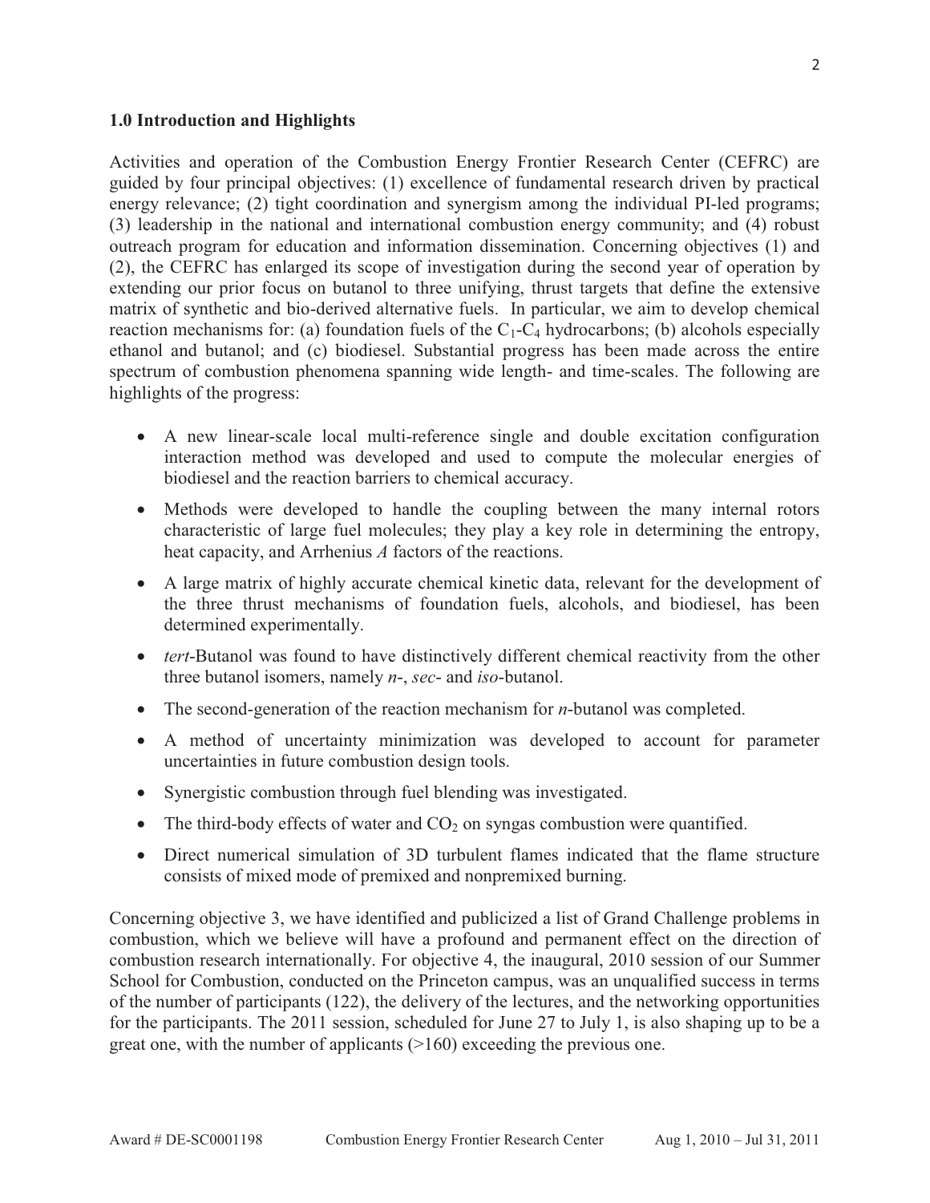## 1.0 Introduction and Highlights

Activities and operation of the Combustion Energy Frontier Research Center (CEFRC) are guided by four principal objectives: (1) excellence of fundamental research driven by practical energy relevance; (2) tight coordination and synergism among the individual PI-led programs; (3) leadership in the national and international combustion energy community; and (4) robust outreach program for education and information dissemination. Concerning objectives (1) and (2), the CEFRC has enlarged its scope of investigation during the second year of operation by extending our prior focus on butanol to three unifying, thrust targets that define the extensive matrix of synthetic and bio-derived alternative fuels. In particular, we aim to develop chemical reaction mechanisms for: (a) foundation fuels of the $C_1$-$C_4$ hydrocarbons; (b) alcohols especially ethanol and butanol; and (c) biodiesel. Substantial progress has been made across the entire spectrum of combustion phenomena spanning wide length- and time-scales. The following are highlights of the progress:

- A new linear-scale local multi-reference single and double excitation configuration interaction method was developed and used to compute the molecular energies of biodiesel and the reaction barriers to chemical accuracy.
- Methods were developed to handle the coupling between the many internal rotors characteristic of large fuel molecules; they play a key role in determining the entropy, heat capacity, and Arrhenius *A* factors of the reactions.
- A large matrix of highly accurate chemical kinetic data, relevant for the development of the three thrust mechanisms of foundation fuels, alcohols, and biodiesel, has been determined experimentally.
- *tert*-Butanol was found to have distinctively different chemical reactivity from the other three butanol isomers, namely *n*-, *sec*- and *iso*-butanol.
- The second-generation of the reaction mechanism for *n*-butanol was completed.
- A method of uncertainty minimization was developed to account for parameter uncertainties in future combustion design tools.
- Synergistic combustion through fuel blending was investigated.
- The third-body effects of water and $CO_2$ on syngas combustion were quantified.
- Direct numerical simulation of 3D turbulent flames indicated that the flame structure consists of mixed mode of premixed and nonpremixed burning.

Concerning objective 3, we have identified and publicized a list of Grand Challenge problems in combustion, which we believe will have a profound and permanent effect on the direction of combustion research internationally. For objective 4, the inaugural, 2010 session of our Summer School for Combustion, conducted on the Princeton campus, was an unqualified success in terms of the number of participants (122), the delivery of the lectures, and the networking opportunities for the participants. The 2011 session, scheduled for June 27 to July 1, is also shaping up to be a great one, with the number of applicants (>160) exceeding the previous one.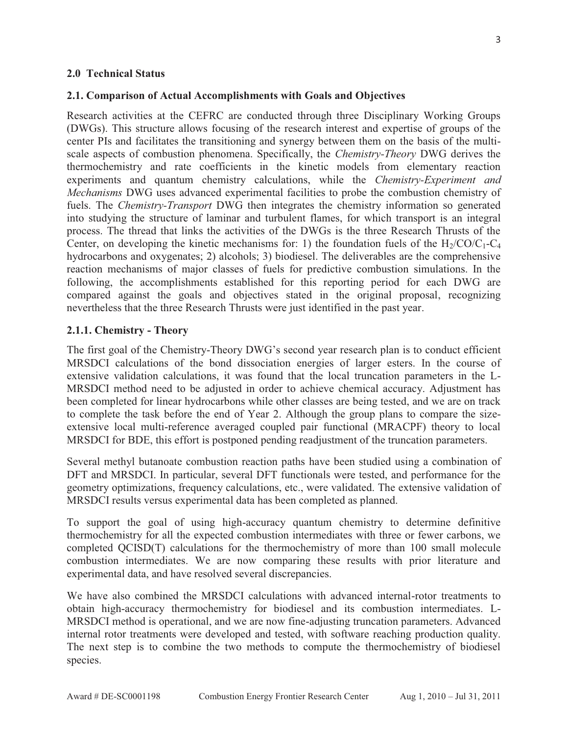## 2.0 Technical Status

### 2.1. Comparison of Actual Accomplishments with Goals and Objectives

Research activities at the CEFRC are conducted through three Disciplinary Working Groups (DWGs). This structure allows focusing of the research interest and expertise of groups of the center PIs and facilitates the transitioning and synergy between them on the basis of the multi-scale aspects of combustion phenomena. Specifically, the *Chemistry-Theory* DWG derives the thermochemistry and rate coefficients in the kinetic models from elementary reaction experiments and quantum chemistry calculations, while the *Chemistry-Experiment and Mechanisms* DWG uses advanced experimental facilities to probe the combustion chemistry of fuels. The *Chemistry-Transport* DWG then integrates the chemistry information so generated into studying the structure of laminar and turbulent flames, for which transport is an integral process. The thread that links the activities of the DWGs is the three Research Thrusts of the Center, on developing the kinetic mechanisms for: 1) the foundation fuels of the $H_2/CO/C_1$-$C_4$ hydrocarbons and oxygenates; 2) alcohols; 3) biodiesel. The deliverables are the comprehensive reaction mechanisms of major classes of fuels for predictive combustion simulations. In the following, the accomplishments established for this reporting period for each DWG are compared against the goals and objectives stated in the original proposal, recognizing nevertheless that the three Research Thrusts were just identified in the past year.

#### 2.1.1. Chemistry - Theory

The first goal of the Chemistry-Theory DWG's second year research plan is to conduct efficient MRSDCI calculations of the bond dissociation energies of larger esters. In the course of extensive validation calculations, it was found that the local truncation parameters in the L-MRSDCI method need to be adjusted in order to achieve chemical accuracy. Adjustment has been completed for linear hydrocarbons while other classes are being tested, and we are on track to complete the task before the end of Year 2. Although the group plans to compare the size-extensive local multi-reference averaged coupled pair functional (MRACPF) theory to local MRSDCI for BDE, this effort is postponed pending readjustment of the truncation parameters.

Several methyl butanoate combustion reaction paths have been studied using a combination of DFT and MRSDCI. In particular, several DFT functionals were tested, and performance for the geometry optimizations, frequency calculations, etc., were validated. The extensive validation of MRSDCI results versus experimental data has been completed as planned.

To support the goal of using high-accuracy quantum chemistry to determine definitive thermochemistry for all the expected combustion intermediates with three or fewer carbons, we completed QCISD(T) calculations for the thermochemistry of more than 100 small molecule combustion intermediates. We are now comparing these results with prior literature and experimental data, and have resolved several discrepancies.

We have also combined the MRSDCI calculations with advanced internal-rotor treatments to obtain high-accuracy thermochemistry for biodiesel and its combustion intermediates. L-MRSDCI method is operational, and we are now fine-adjusting truncation parameters. Advanced internal rotor treatments were developed and tested, with software reaching production quality. The next step is to combine the two methods to compute the thermochemistry of biodiesel species.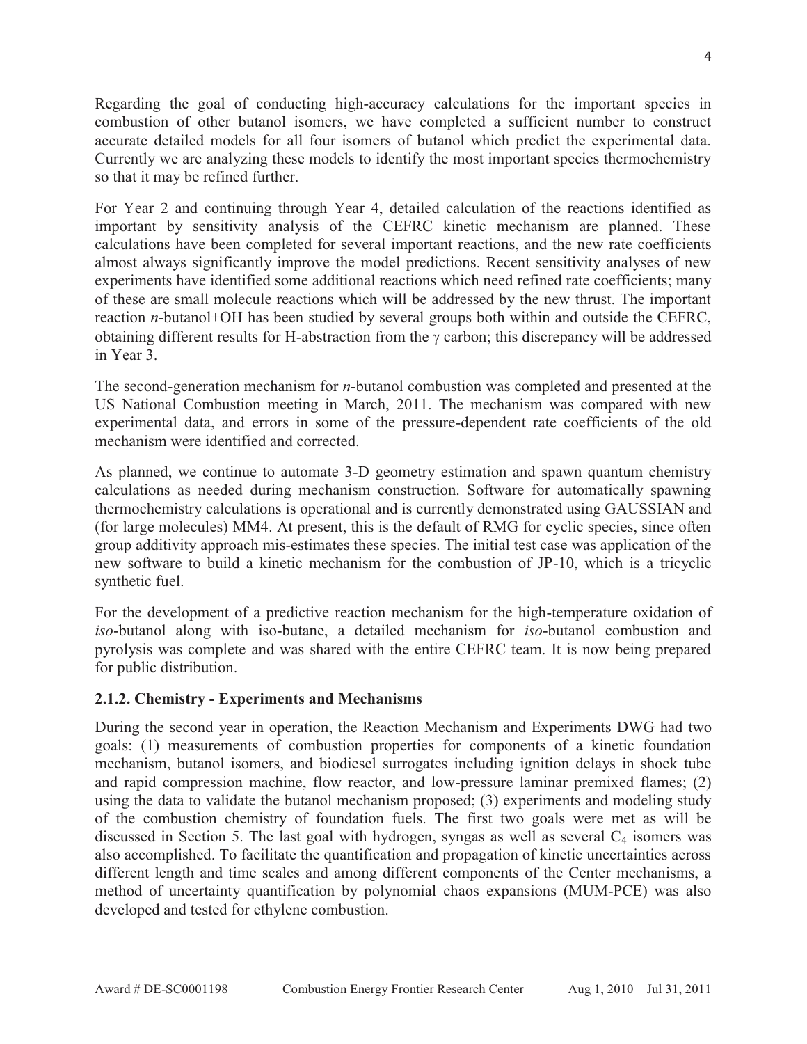Regarding the goal of conducting high-accuracy calculations for the important species in combustion of other butanol isomers, we have completed a sufficient number to construct accurate detailed models for all four isomers of butanol which predict the experimental data. Currently we are analyzing these models to identify the most important species thermochemistry so that it may be refined further.

For Year 2 and continuing through Year 4, detailed calculation of the reactions identified as important by sensitivity analysis of the CEFRC kinetic mechanism are planned. These calculations have been completed for several important reactions, and the new rate coefficients almost always significantly improve the model predictions. Recent sensitivity analyses of new experiments have identified some additional reactions which need refined rate coefficients; many of these are small molecule reactions which will be addressed by the new thrust. The important reaction *n*-butanol+OH has been studied by several groups both within and outside the CEFRC, obtaining different results for H-abstraction from the $\gamma$ carbon; this discrepancy will be addressed in Year 3.

The second-generation mechanism for *n*-butanol combustion was completed and presented at the US National Combustion meeting in March, 2011. The mechanism was compared with new experimental data, and errors in some of the pressure-dependent rate coefficients of the old mechanism were identified and corrected.

As planned, we continue to automate 3-D geometry estimation and spawn quantum chemistry calculations as needed during mechanism construction. Software for automatically spawning thermochemistry calculations is operational and is currently demonstrated using GAUSSIAN and (for large molecules) MM4. At present, this is the default of RMG for cyclic species, since often group additivity approach mis-estimates these species. The initial test case was application of the new software to build a kinetic mechanism for the combustion of JP-10, which is a tricyclic synthetic fuel.

For the development of a predictive reaction mechanism for the high-temperature oxidation of *iso*-butanol along with iso-butane, a detailed mechanism for *iso*-butanol combustion and pyrolysis was complete and was shared with the entire CEFRC team. It is now being prepared for public distribution.

### 2.1.2. Chemistry - Experiments and Mechanisms

During the second year in operation, the Reaction Mechanism and Experiments DWG had two goals: (1) measurements of combustion properties for components of a kinetic foundation mechanism, butanol isomers, and biodiesel surrogates including ignition delays in shock tube and rapid compression machine, flow reactor, and low-pressure laminar premixed flames; (2) using the data to validate the butanol mechanism proposed; (3) experiments and modeling study of the combustion chemistry of foundation fuels. The first two goals were met as will be discussed in Section 5. The last goal with hydrogen, syngas as well as several $C_4$ isomers was also accomplished. To facilitate the quantification and propagation of kinetic uncertainties across different length and time scales and among different components of the Center mechanisms, a method of uncertainty quantification by polynomial chaos expansions (MUM-PCE) was also developed and tested for ethylene combustion.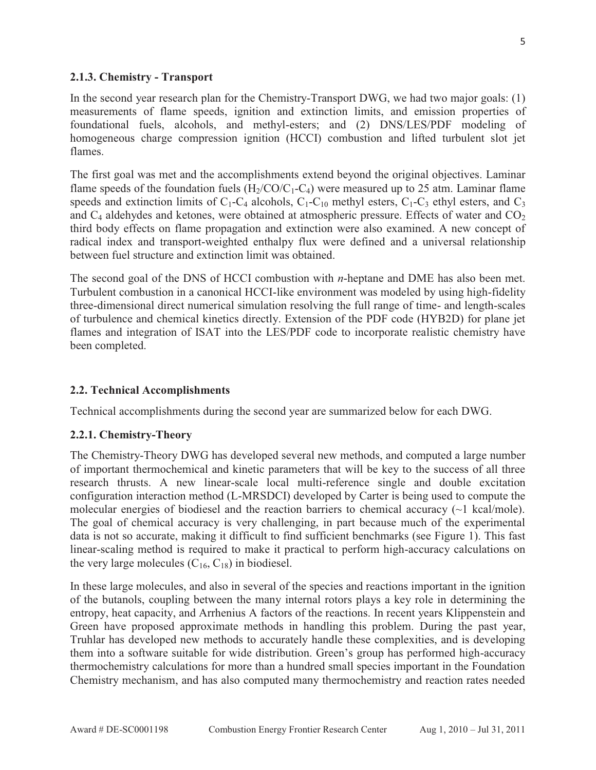### 2.1.3. Chemistry - Transport

In the second year research plan for the Chemistry-Transport DWG, we had two major goals: (1) measurements of flame speeds, ignition and extinction limits, and emission properties of foundational fuels, alcohols, and methyl-esters; and (2) DNS/LES/PDF modeling of homogeneous charge compression ignition (HCCI) combustion and lifted turbulent slot jet flames.

The first goal was met and the accomplishments extend beyond the original objectives. Laminar flame speeds of the foundation fuels ($H_2$/CO/$C_1$-$C_4$) were measured up to 25 atm. Laminar flame speeds and extinction limits of $C_1$-$C_4$ alcohols, $C_1$-$C_{10}$ methyl esters, $C_1$-$C_3$ ethyl esters, and $C_3$ and $C_4$ aldehydes and ketones, were obtained at atmospheric pressure. Effects of water and $CO_2$ third body effects on flame propagation and extinction were also examined. A new concept of radical index and transport-weighted enthalpy flux were defined and a universal relationship between fuel structure and extinction limit was obtained.

The second goal of the DNS of HCCI combustion with *n*-heptane and DME has also been met. Turbulent combustion in a canonical HCCI-like environment was modeled by using high-fidelity three-dimensional direct numerical simulation resolving the full range of time- and length-scales of turbulence and chemical kinetics directly. Extension of the PDF code (HYB2D) for plane jet flames and integration of ISAT into the LES/PDF code to incorporate realistic chemistry have been completed.

## 2.2. Technical Accomplishments

Technical accomplishments during the second year are summarized below for each DWG.

### 2.2.1. Chemistry-Theory

The Chemistry-Theory DWG has developed several new methods, and computed a large number of important thermochemical and kinetic parameters that will be key to the success of all three research thrusts. A new linear-scale local multi-reference single and double excitation configuration interaction method (L-MRSDCI) developed by Carter is being used to compute the molecular energies of biodiesel and the reaction barriers to chemical accuracy (~1 kcal/mole). The goal of chemical accuracy is very challenging, in part because much of the experimental data is not so accurate, making it difficult to find sufficient benchmarks (see Figure 1). This fast linear-scaling method is required to make it practical to perform high-accuracy calculations on the very large molecules ($C_{16}$, $C_{18}$) in biodiesel.

In these large molecules, and also in several of the species and reactions important in the ignition of the butanols, coupling between the many internal rotors plays a key role in determining the entropy, heat capacity, and Arrhenius A factors of the reactions. In recent years Klippenstein and Green have proposed approximate methods in handling this problem. During the past year, Truhlar has developed new methods to accurately handle these complexities, and is developing them into a software suitable for wide distribution. Green's group has performed high-accuracy thermochemistry calculations for more than a hundred small species important in the Foundation Chemistry mechanism, and has also computed many thermochemistry and reaction rates needed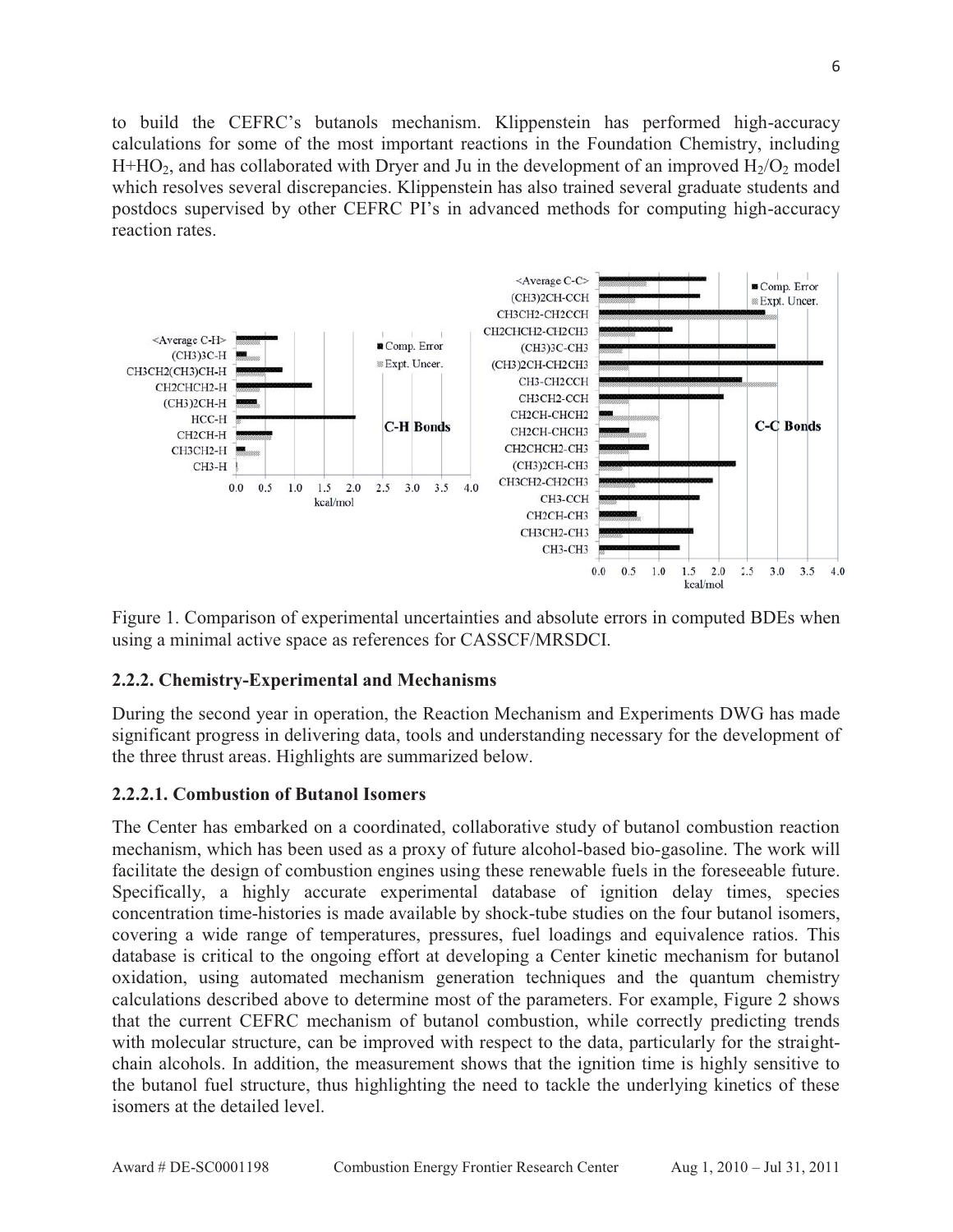to build the CEFRC's butanols mechanism. Klippenstein has performed high-accuracy calculations for some of the most important reactions in the Foundation Chemistry, including $H+HO_2$, and has collaborated with Dryer and Ju in the development of an improved $H_2/O_2$ model which resolves several discrepancies. Klippenstein has also trained several graduate students and postdocs supervised by other CEFRC PI's in advanced methods for computing high-accuracy reaction rates.

Figure 1. Comparison of experimental uncertainties and absolute errors in computed BDEs when using a minimal active space as references for CASSCF/MRSDCI.

### 2.2.2. Chemistry-Experimental and Mechanisms

During the second year in operation, the Reaction Mechanism and Experiments DWG has made significant progress in delivering data, tools and understanding necessary for the development of the three thrust areas. Highlights are summarized below.

#### 2.2.2.1. Combustion of Butanol Isomers

The Center has embarked on a coordinated, collaborative study of butanol combustion reaction mechanism, which has been used as a proxy of future alcohol-based bio-gasoline. The work will facilitate the design of combustion engines using these renewable fuels in the foreseeable future. Specifically, a highly accurate experimental database of ignition delay times, species concentration time-histories is made available by shock-tube studies on the four butanol isomers, covering a wide range of temperatures, pressures, fuel loadings and equivalence ratios. This database is critical to the ongoing effort at developing a Center kinetic mechanism for butanol oxidation, using automated mechanism generation techniques and the quantum chemistry calculations described above to determine most of the parameters. For example, Figure 2 shows that the current CEFRC mechanism of butanol combustion, while correctly predicting trends with molecular structure, can be improved with respect to the data, particularly for the straight-chain alcohols. In addition, the measurement shows that the ignition time is highly sensitive to the butanol fuel structure, thus highlighting the need to tackle the underlying kinetics of these isomers at the detailed level.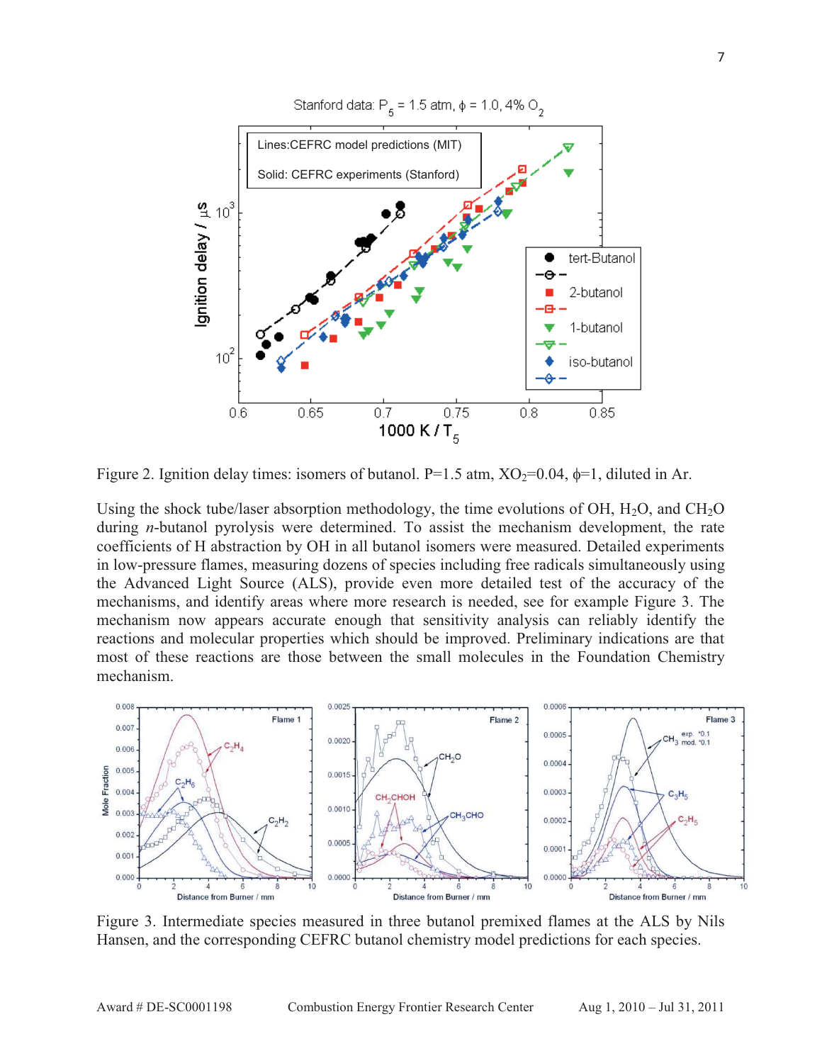Figure 2. Ignition delay times: isomers of butanol. P=1.5 atm, $XO_2$=0.04, $\phi$=1, diluted in Ar.

Using the shock tube/laser absorption methodology, the time evolutions of OH, $H_2O$, and $CH_2O$ during *n*-butanol pyrolysis were determined. To assist the mechanism development, the rate coefficients of H abstraction by OH in all butanol isomers were measured. Detailed experiments in low-pressure flames, measuring dozens of species including free radicals simultaneously using the Advanced Light Source (ALS), provide even more detailed test of the accuracy of the mechanisms, and identify areas where more research is needed, see for example Figure 3. The mechanism now appears accurate enough that sensitivity analysis can reliably identify the reactions and molecular properties which should be improved. Preliminary indications are that most of these reactions are those between the small molecules in the Foundation Chemistry mechanism.

Figure 3. Intermediate species measured in three butanol premixed flames at the ALS by Nils Hansen, and the corresponding CEFRC butanol chemistry model predictions for each species.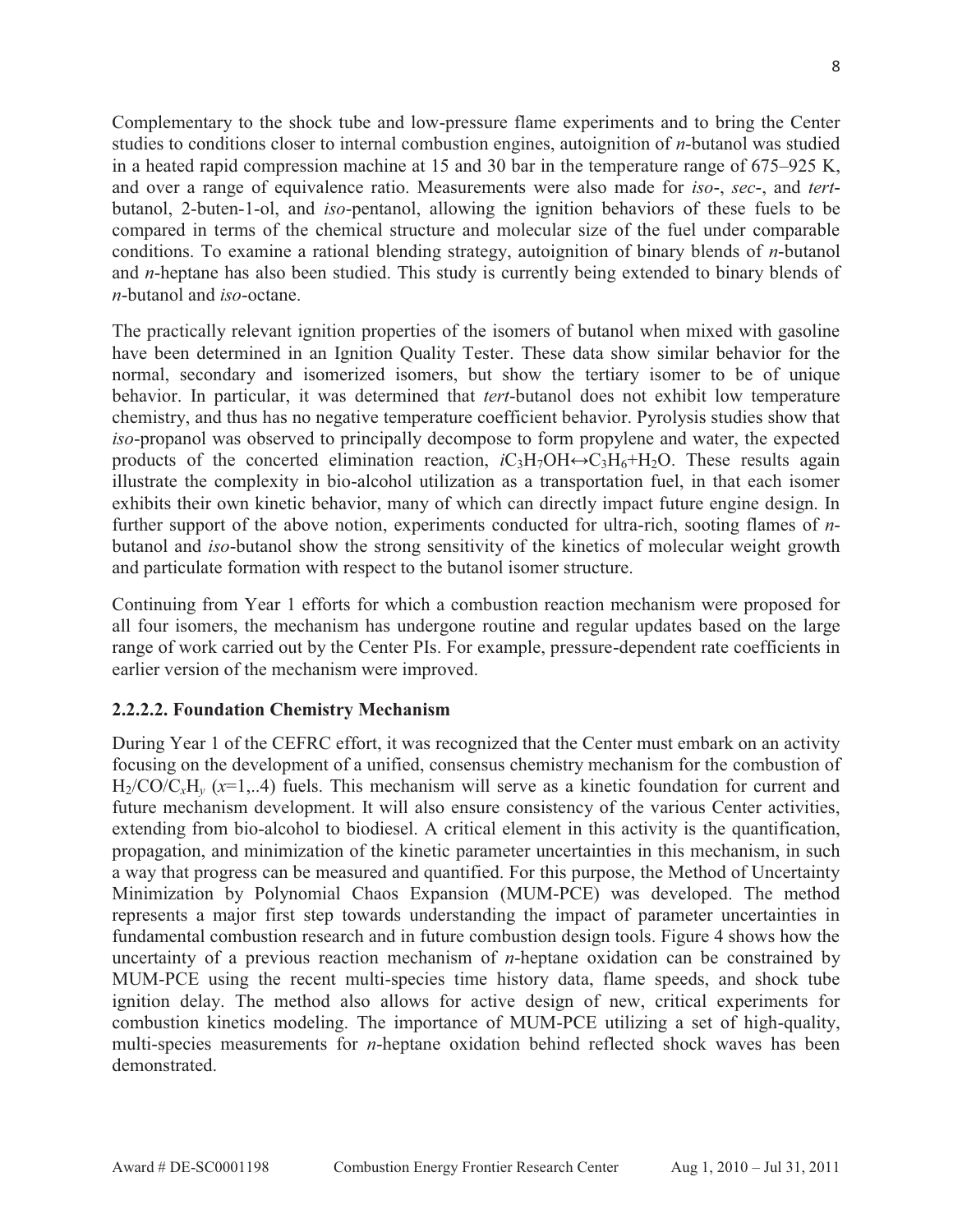Complementary to the shock tube and low-pressure flame experiments and to bring the Center studies to conditions closer to internal combustion engines, autoignition of *n*-butanol was studied in a heated rapid compression machine at 15 and 30 bar in the temperature range of 675–925 K, and over a range of equivalence ratio. Measurements were also made for *iso*-, *sec*-, and *tert*-butanol, 2-buten-1-ol, and *iso*-pentanol, allowing the ignition behaviors of these fuels to be compared in terms of the chemical structure and molecular size of the fuel under comparable conditions. To examine a rational blending strategy, autoignition of binary blends of *n*-butanol and *n*-heptane has also been studied. This study is currently being extended to binary blends of *n*-butanol and *iso*-octane.

The practically relevant ignition properties of the isomers of butanol when mixed with gasoline have been determined in an Ignition Quality Tester. These data show similar behavior for the normal, secondary and isomerized isomers, but show the tertiary isomer to be of unique behavior. In particular, it was determined that *tert*-butanol does not exhibit low temperature chemistry, and thus has no negative temperature coefficient behavior. Pyrolysis studies show that *iso*-propanol was observed to principally decompose to form propylene and water, the expected products of the concerted elimination reaction, $iC_3H_7OH \leftrightarrow C_3H_6 + H_2O$. These results again illustrate the complexity in bio-alcohol utilization as a transportation fuel, in that each isomer exhibits their own kinetic behavior, many of which can directly impact future engine design. In further support of the above notion, experiments conducted for ultra-rich, sooting flames of *n*-butanol and *iso*-butanol show the strong sensitivity of the kinetics of molecular weight growth and particulate formation with respect to the butanol isomer structure.

Continuing from Year 1 efforts for which a combustion reaction mechanism were proposed for all four isomers, the mechanism has undergone routine and regular updates based on the large range of work carried out by the Center PIs. For example, pressure-dependent rate coefficients in earlier version of the mechanism were improved.

### 2.2.2.2. Foundation Chemistry Mechanism

During Year 1 of the CEFRC effort, it was recognized that the Center must embark on an activity focusing on the development of a unified, consensus chemistry mechanism for the combustion of $H_2/CO/C_xH_y$ ($x$=1,..4) fuels. This mechanism will serve as a kinetic foundation for current and future mechanism development. It will also ensure consistency of the various Center activities, extending from bio-alcohol to biodiesel. A critical element in this activity is the quantification, propagation, and minimization of the kinetic parameter uncertainties in this mechanism, in such a way that progress can be measured and quantified. For this purpose, the Method of Uncertainty Minimization by Polynomial Chaos Expansion (MUM-PCE) was developed. The method represents a major first step towards understanding the impact of parameter uncertainties in fundamental combustion research and in future combustion design tools. Figure 4 shows how the uncertainty of a previous reaction mechanism of *n*-heptane oxidation can be constrained by MUM-PCE using the recent multi-species time history data, flame speeds, and shock tube ignition delay. The method also allows for active design of new, critical experiments for combustion kinetics modeling. The importance of MUM-PCE utilizing a set of high-quality, multi-species measurements for *n*-heptane oxidation behind reflected shock waves has been demonstrated.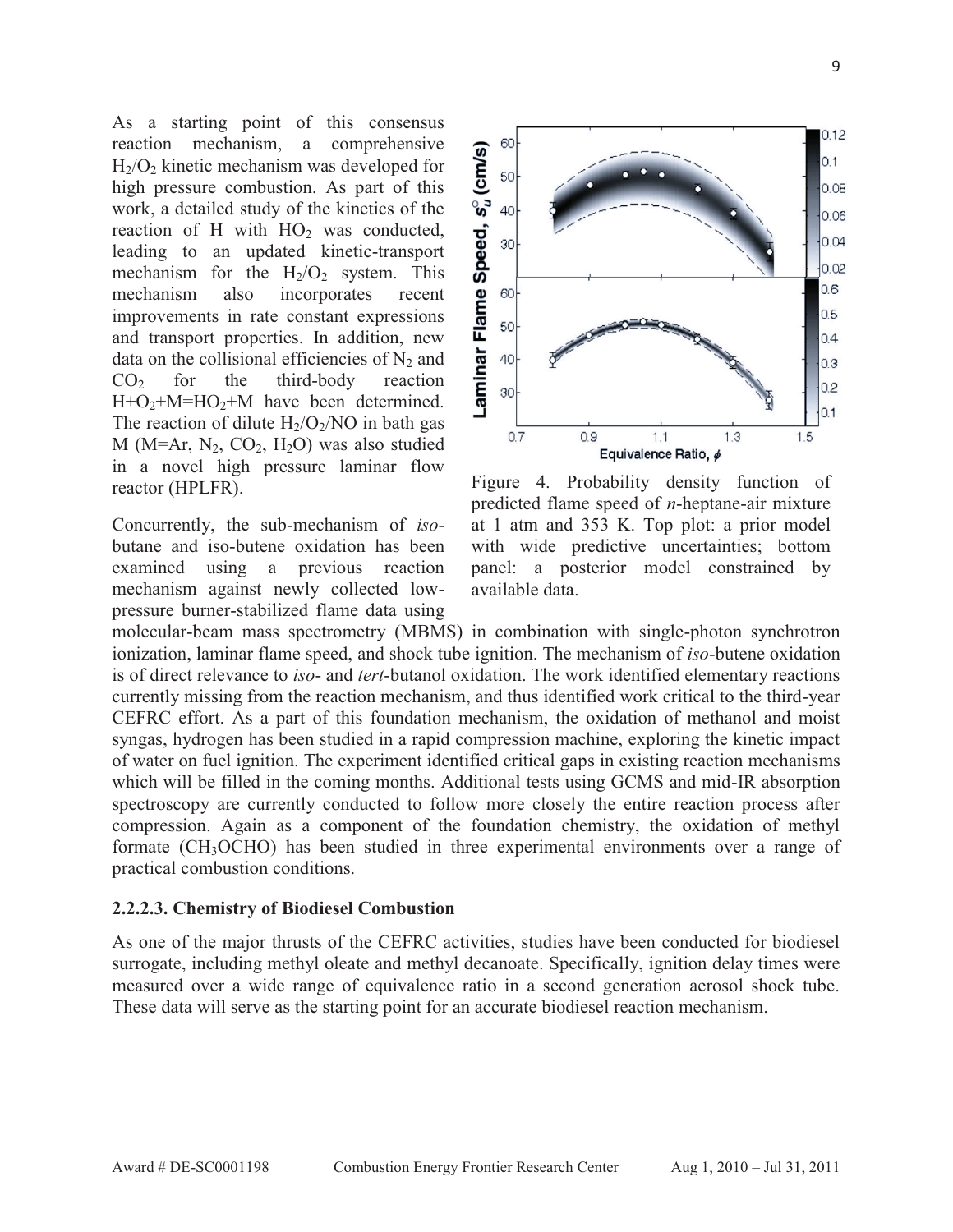As a starting point of this consensus reaction mechanism, a comprehensive $H_2/O_2$ kinetic mechanism was developed for high pressure combustion. As part of this work, a detailed study of the kinetics of the reaction of H with $HO_2$ was conducted, leading to an updated kinetic-transport mechanism for the $H_2/O_2$ system. This mechanism also incorporates recent improvements in rate constant expressions and transport properties. In addition, new data on the collisional efficiencies of $N_2$ and $CO_2$ for the third-body reaction $H+O_2+M=HO_2+M$ have been determined. The reaction of dilute $H_2/O_2/NO$ in bath gas M (M=Ar, $N_2$, $CO_2$, $H_2O$) was also studied in a novel high pressure laminar flow reactor (HPLFR).

Figure 4. Probability density function of predicted flame speed of *n*-heptane-air mixture at 1 atm and 353 K. Top plot: a prior model with wide predictive uncertainties; bottom panel: a posterior model constrained by available data.

Concurrently, the sub-mechanism of *iso*-butane and iso-butene oxidation has been examined using a previous reaction mechanism against newly collected low-pressure burner-stabilized flame data using molecular-beam mass spectrometry (MBMS) in combination with single-photon synchrotron ionization, laminar flame speed, and shock tube ignition. The mechanism of *iso*-butene oxidation is of direct relevance to *iso*- and *tert*-butanol oxidation. The work identified elementary reactions currently missing from the reaction mechanism, and thus identified work critical to the third-year CEFRC effort. As a part of this foundation mechanism, the oxidation of methanol and moist syngas, hydrogen has been studied in a rapid compression machine, exploring the kinetic impact of water on fuel ignition. The experiment identified critical gaps in existing reaction mechanisms which will be filled in the coming months. Additional tests using GCMS and mid-IR absorption spectroscopy are currently conducted to follow more closely the entire reaction process after compression. Again as a component of the foundation chemistry, the oxidation of methyl formate ($CH_3OCHO$) has been studied in three experimental environments over a range of practical combustion conditions.

### 2.2.2.3. Chemistry of Biodiesel Combustion

As one of the major thrusts of the CEFRC activities, studies have been conducted for biodiesel surrogate, including methyl oleate and methyl decanoate. Specifically, ignition delay times were measured over a wide range of equivalence ratio in a second generation aerosol shock tube. These data will serve as the starting point for an accurate biodiesel reaction mechanism.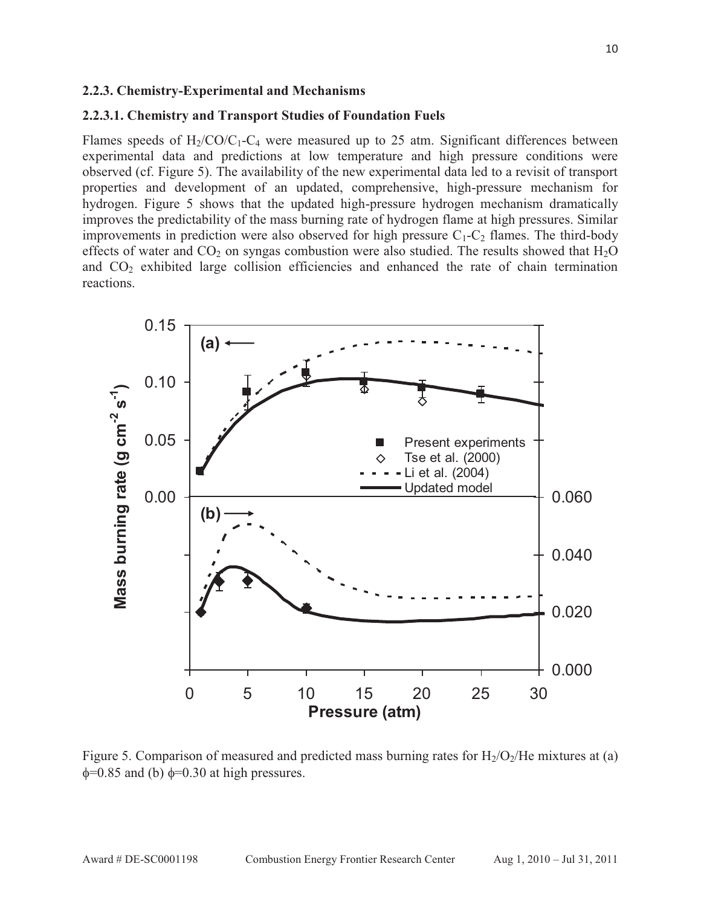### 2.2.3. Chemistry-Experimental and Mechanisms

### 2.2.3.1. Chemistry and Transport Studies of Foundation Fuels

Flames speeds of $H_2$/CO/$C_1$-$C_4$ were measured up to 25 atm. Significant differences between experimental data and predictions at low temperature and high pressure conditions were observed (cf. Figure 5). The availability of the new experimental data led to a revisit of transport properties and development of an updated, comprehensive, high-pressure mechanism for hydrogen. Figure 5 shows that the updated high-pressure hydrogen mechanism dramatically improves the predictability of the mass burning rate of hydrogen flame at high pressures. Similar improvements in prediction were also observed for high pressure $C_1$-$C_2$ flames. The third-body effects of water and $CO_2$ on syngas combustion were also studied. The results showed that $H_2O$ and $CO_2$ exhibited large collision efficiencies and enhanced the rate of chain termination reactions.

Figure 5. Comparison of measured and predicted mass burning rates for $H_2/O_2$/He mixtures at (a) $\phi$=0.85 and (b) $\phi$=0.30 at high pressures.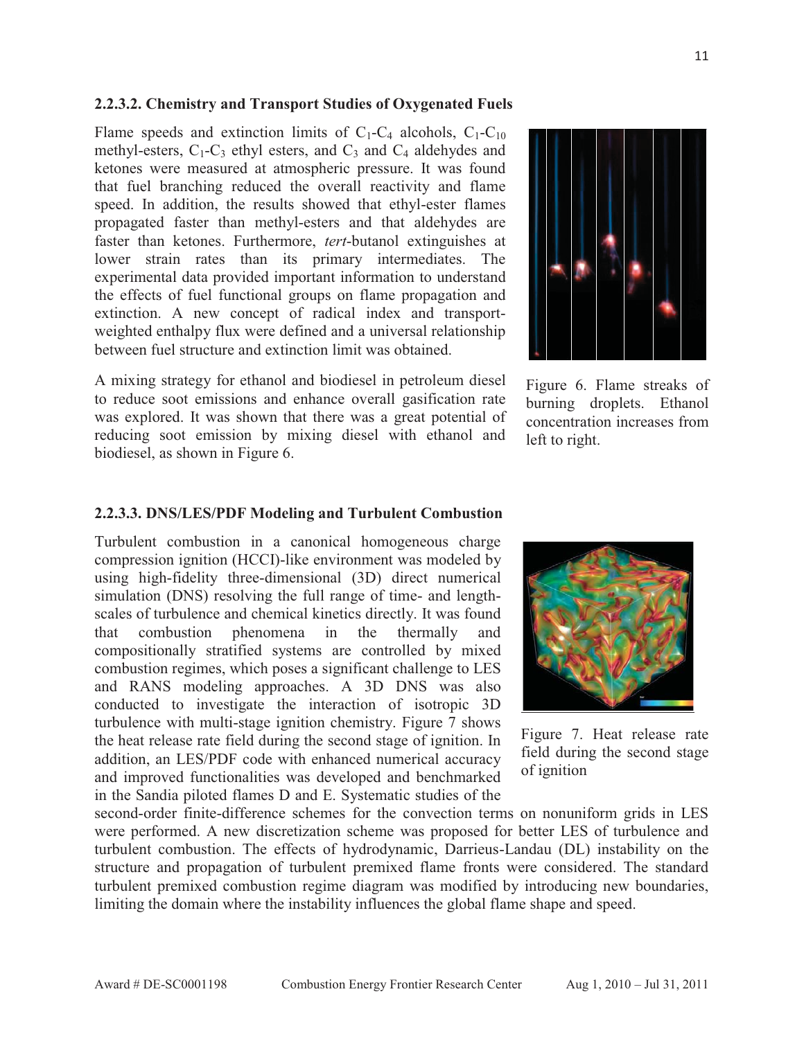### 2.2.3.2. Chemistry and Transport Studies of Oxygenated Fuels

Flame speeds and extinction limits of $C_1$-$C_4$ alcohols, $C_1$-$C_{10}$ methyl-esters, $C_1$-$C_3$ ethyl esters, and $C_3$ and $C_4$ aldehydes and ketones were measured at atmospheric pressure. It was found that fuel branching reduced the overall reactivity and flame speed. In addition, the results showed that ethyl-ester flames propagated faster than methyl-esters and that aldehydes are faster than ketones. Furthermore, *tert*-butanol extinguishes at lower strain rates than its primary intermediates. The experimental data provided important information to understand the effects of fuel functional groups on flame propagation and extinction. A new concept of radical index and transport-weighted enthalpy flux were defined and a universal relationship between fuel structure and extinction limit was obtained.

A mixing strategy for ethanol and biodiesel in petroleum diesel to reduce soot emissions and enhance overall gasification rate was explored. It was shown that there was a great potential of reducing soot emission by mixing diesel with ethanol and biodiesel, as shown in Figure 6.

Figure 6. Flame streaks of burning droplets. Ethanol concentration increases from left to right.

### 2.2.3.3. DNS/LES/PDF Modeling and Turbulent Combustion

Turbulent combustion in a canonical homogeneous charge compression ignition (HCCI)-like environment was modeled by using high-fidelity three-dimensional (3D) direct numerical simulation (DNS) resolving the full range of time- and length-scales of turbulence and chemical kinetics directly. It was found that combustion phenomena in the thermally and compositionally stratified systems are controlled by mixed combustion regimes, which poses a significant challenge to LES and RANS modeling approaches. A 3D DNS was also conducted to investigate the interaction of isotropic 3D turbulence with multi-stage ignition chemistry. Figure 7 shows the heat release rate field during the second stage of ignition. In addition, an LES/PDF code with enhanced numerical accuracy and improved functionalities was developed and benchmarked in the Sandia piloted flames D and E. Systematic studies of the second-order finite-difference schemes for the convection terms on nonuniform grids in LES were performed. A new discretization scheme was proposed for better LES of turbulence and turbulent combustion. The effects of hydrodynamic, Darrieus-Landau (DL) instability on the structure and propagation of turbulent premixed flame fronts were considered. The standard turbulent premixed combustion regime diagram was modified by introducing new boundaries, limiting the domain where the instability influences the global flame shape and speed.

Figure 7. Heat release rate field during the second stage of ignition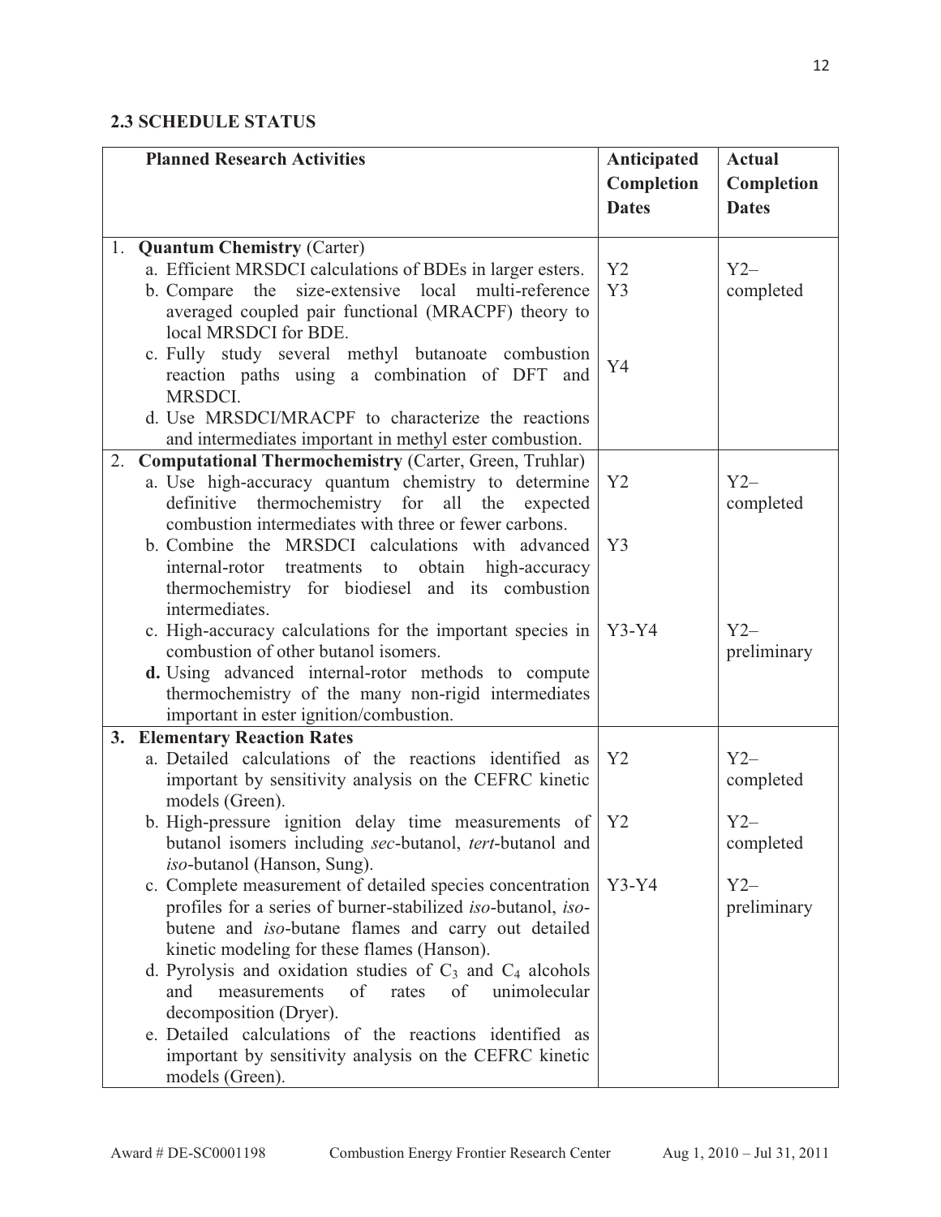## 2.3 SCHEDULE STATUS

| Planned Research Activities | Anticipated Completion Dates | Actual Completion Dates |
|---|---|---|
| 1. **Quantum Chemistry** (Carter) | | |
| a. Efficient MRSDCI calculations of BDEs in larger esters. | Y2 | Y2– completed |
| b. Compare the size-extensive local multi-reference averaged coupled pair functional (MRACPF) theory to local MRSDCI for BDE. | Y3 | |
| c. Fully study several methyl butanoate combustion reaction paths using a combination of DFT and MRSDCI. | Y4 | |
| d. Use MRSDCI/MRACPF to characterize the reactions and intermediates important in methyl ester combustion. | | |
| 2. **Computational Thermochemistry** (Carter, Green, Truhlar) | | |
| a. Use high-accuracy quantum chemistry to determine definitive thermochemistry for all the expected combustion intermediates with three or fewer carbons. | Y2 | Y2– completed |
| b. Combine the MRSDCI calculations with advanced internal-rotor treatments to obtain high-accuracy thermochemistry for biodiesel and its combustion intermediates. | Y3 | |
| c. High-accuracy calculations for the important species in combustion of other butanol isomers. | Y3-Y4 | Y2– preliminary |
| **d.** Using advanced internal-rotor methods to compute thermochemistry of the many non-rigid intermediates important in ester ignition/combustion. | | |
| **3. Elementary Reaction Rates** | | |
| a. Detailed calculations of the reactions identified as important by sensitivity analysis on the CEFRC kinetic models (Green). | Y2 | Y2– completed |
| b. High-pressure ignition delay time measurements of butanol isomers including *sec*-butanol, *tert*-butanol and *iso*-butanol (Hanson, Sung). | Y2 | Y2– completed |
| c. Complete measurement of detailed species concentration profiles for a series of burner-stabilized *iso*-butanol, *iso*-butene and *iso*-butane flames and carry out detailed kinetic modeling for these flames (Hanson). | Y3-Y4 | Y2– preliminary |
| d. Pyrolysis and oxidation studies of $C_3$ and $C_4$ alcohols and measurements of rates of unimolecular decomposition (Dryer). | | |
| e. Detailed calculations of the reactions identified as important by sensitivity analysis on the CEFRC kinetic models (Green). | | |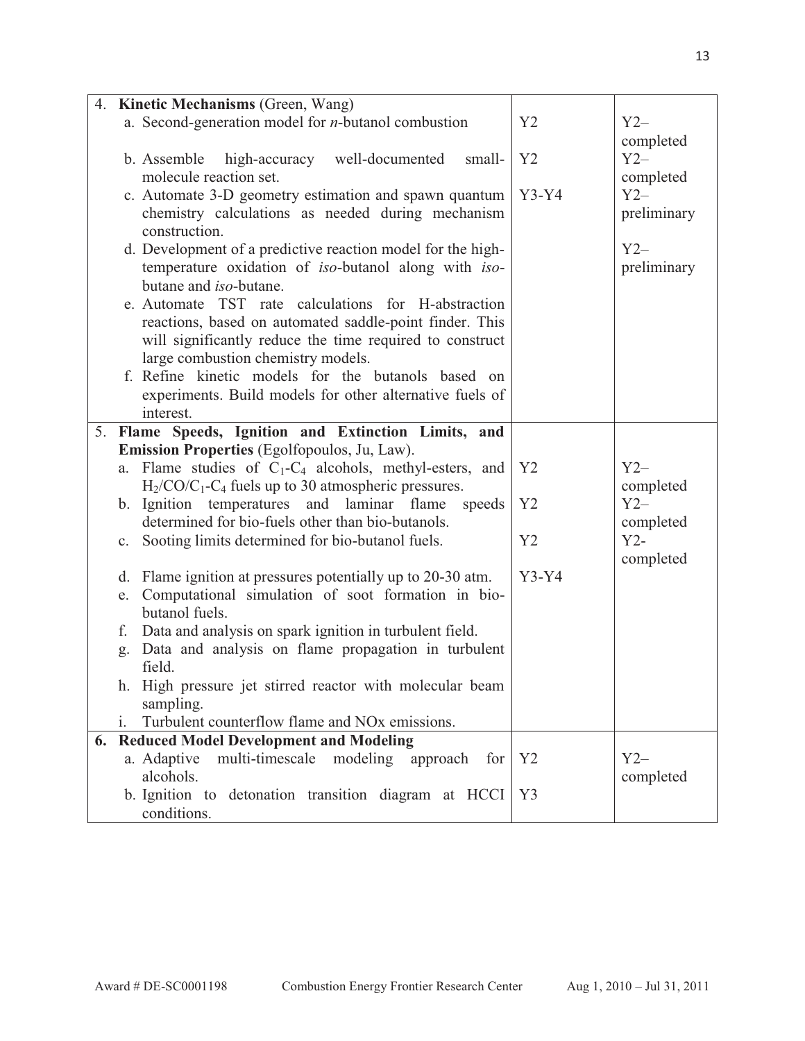| | | |
|---|---|---|
| 4. **Kinetic Mechanisms** (Green, Wang) | | |
| a. Second-generation model for *n*-butanol combustion | Y2 | Y2– completed |
| b. Assemble high-accuracy well-documented small-molecule reaction set. | Y2 | Y2– completed |
| c. Automate 3-D geometry estimation and spawn quantum chemistry calculations as needed during mechanism construction. | Y3-Y4 | Y2– preliminary |
| d. Development of a predictive reaction model for the high-temperature oxidation of *iso*-butanol along with *iso*-butane and *iso*-butane. | | Y2– preliminary |
| e. Automate TST rate calculations for H-abstraction reactions, based on automated saddle-point finder. This will significantly reduce the time required to construct large combustion chemistry models. | | |
| f. Refine kinetic models for the butanols based on experiments. Build models for other alternative fuels of interest. | | |
| 5. **Flame Speeds, Ignition and Extinction Limits, and Emission Properties** (Egolfopoulos, Ju, Law). | | |
| a. Flame studies of $C_1$-$C_4$ alcohols, methyl-esters, and $H_2$/CO/$C_1$-$C_4$ fuels up to 30 atmospheric pressures. | Y2 | Y2– completed |
| b. Ignition temperatures and laminar flame speeds determined for bio-fuels other than bio-butanols. | Y2 | Y2– completed |
| c. Sooting limits determined for bio-butanol fuels. | Y2 | Y2- completed |
| d. Flame ignition at pressures potentially up to 20-30 atm. | Y3-Y4 | |
| e. Computational simulation of soot formation in bio-butanol fuels. | | |
| f. Data and analysis on spark ignition in turbulent field. | | |
| g. Data and analysis on flame propagation in turbulent field. | | |
| h. High pressure jet stirred reactor with molecular beam sampling. | | |
| i. Turbulent counterflow flame and NOx emissions. | | |
| **6. Reduced Model Development and Modeling** | | |
| a. Adaptive multi-timescale modeling approach for alcohols. | Y2 | Y2– completed |
| b. Ignition to detonation transition diagram at HCCI conditions. | Y3 | |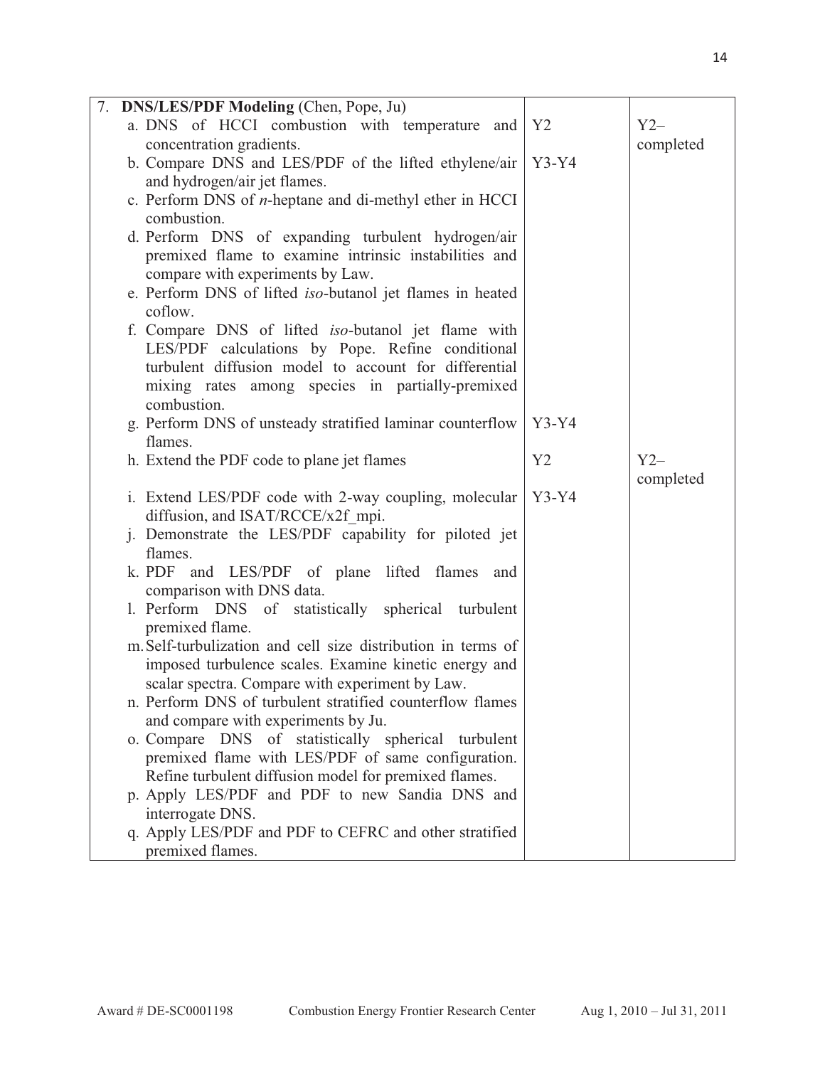| 7. **DNS/LES/PDF Modeling** (Chen, Pope, Ju) | | |
|---|---|---|
| a. DNS of HCCI combustion with temperature and concentration gradients. | Y2 | Y2– completed |
| b. Compare DNS and LES/PDF of the lifted ethylene/air and hydrogen/air jet flames. | Y3-Y4 | |
| c. Perform DNS of *n*-heptane and di-methyl ether in HCCI combustion. | | |
| d. Perform DNS of expanding turbulent hydrogen/air premixed flame to examine intrinsic instabilities and compare with experiments by Law. | | |
| e. Perform DNS of lifted *iso*-butanol jet flames in heated coflow. | | |
| f. Compare DNS of lifted *iso*-butanol jet flame with LES/PDF calculations by Pope. Refine conditional turbulent diffusion model to account for differential mixing rates among species in partially-premixed combustion. | | |
| g. Perform DNS of unsteady stratified laminar counterflow flames. | Y3-Y4 | |
| h. Extend the PDF code to plane jet flames | Y2 | Y2– completed |
| i. Extend LES/PDF code with 2-way coupling, molecular diffusion, and ISAT/RCCE/x2f_mpi. | Y3-Y4 | |
| j. Demonstrate the LES/PDF capability for piloted jet flames. | | |
| k. PDF and LES/PDF of plane lifted flames and comparison with DNS data. | | |
| l. Perform DNS of statistically spherical turbulent premixed flame. | | |
| m. Self-turbulization and cell size distribution in terms of imposed turbulence scales. Examine kinetic energy and scalar spectra. Compare with experiment by Law. | | |
| n. Perform DNS of turbulent stratified counterflow flames and compare with experiments by Ju. | | |
| o. Compare DNS of statistically spherical turbulent premixed flame with LES/PDF of same configuration. Refine turbulent diffusion model for premixed flames. | | |
| p. Apply LES/PDF and PDF to new Sandia DNS and interrogate DNS. | | |
| q. Apply LES/PDF and PDF to CEFRC and other stratified premixed flames. | | |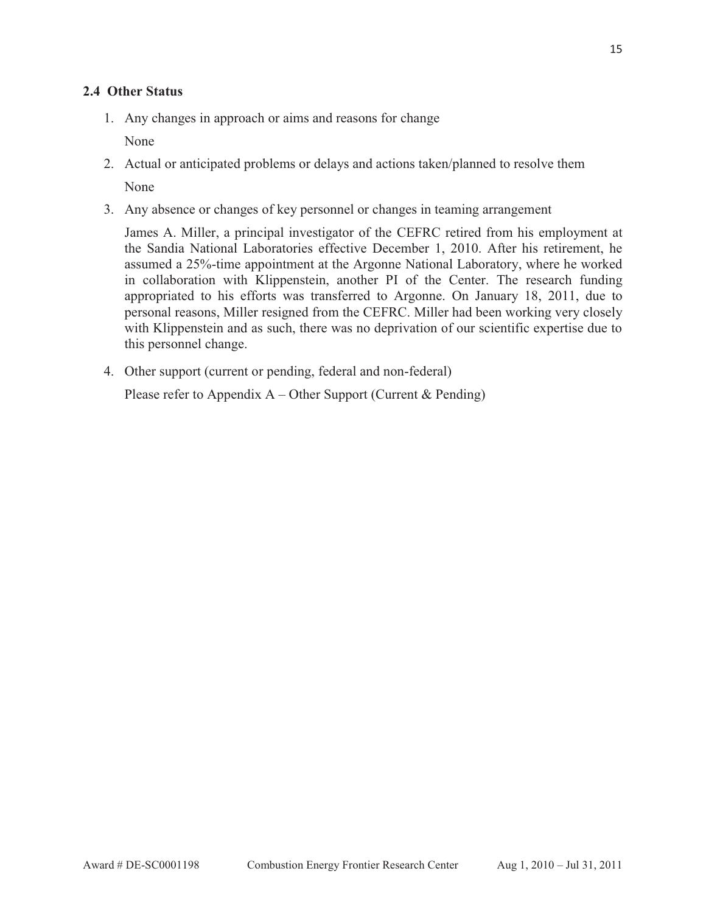## 2.4 Other Status

1. Any changes in approach or aims and reasons for change

   None

2. Actual or anticipated problems or delays and actions taken/planned to resolve them

   None

3. Any absence or changes of key personnel or changes in teaming arrangement

   James A. Miller, a principal investigator of the CEFRC retired from his employment at the Sandia National Laboratories effective December 1, 2010. After his retirement, he assumed a 25%-time appointment at the Argonne National Laboratory, where he worked in collaboration with Klippenstein, another PI of the Center. The research funding appropriated to his efforts was transferred to Argonne. On January 18, 2011, due to personal reasons, Miller resigned from the CEFRC. Miller had been working very closely with Klippenstein and as such, there was no deprivation of our scientific expertise due to this personnel change.

4. Other support (current or pending, federal and non-federal)

   Please refer to Appendix A – Other Support (Current & Pending)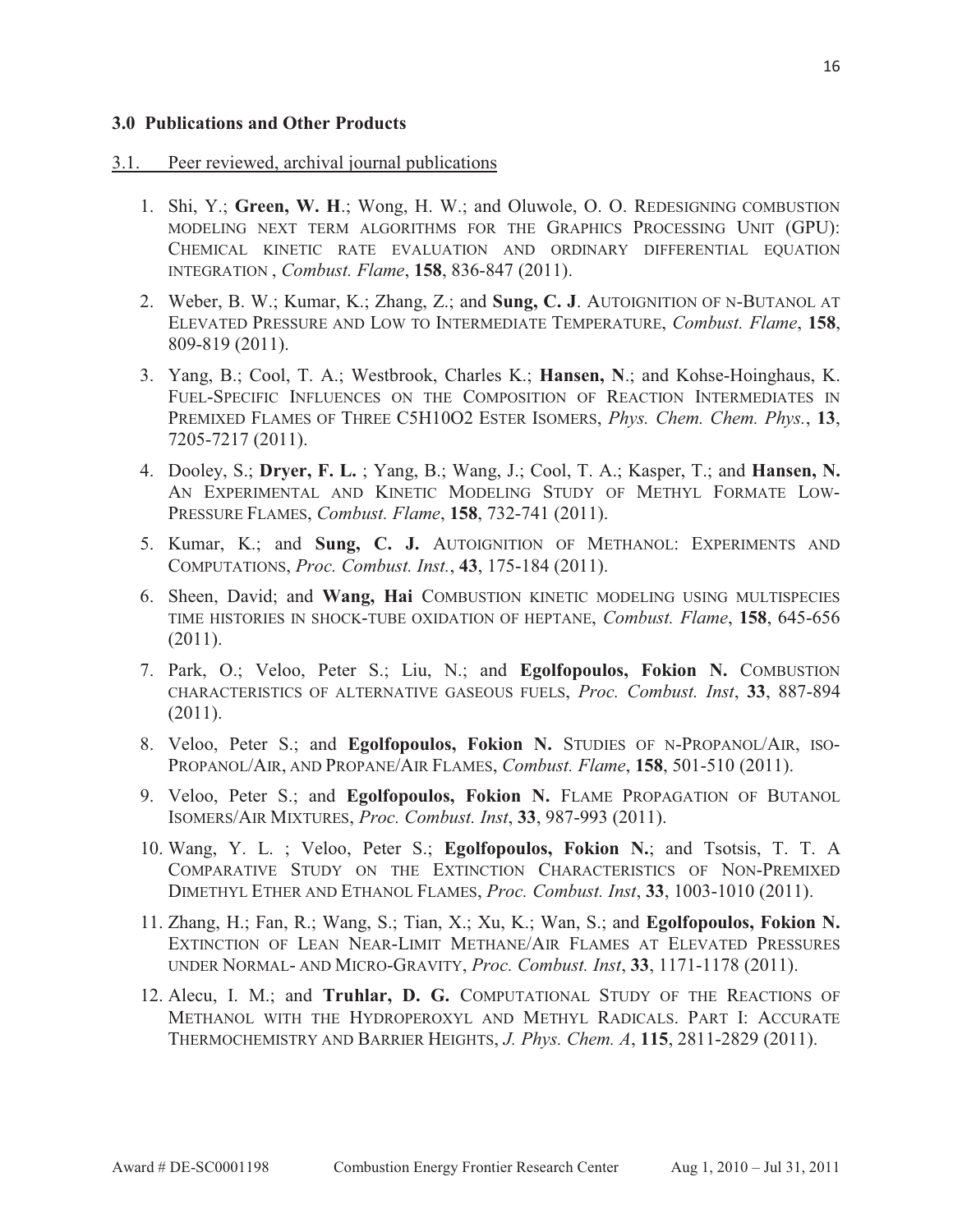### 3.0 Publications and Other Products

3.1. Peer reviewed, archival journal publications

1. Shi, Y.; **Green, W. H**.; Wong, H. W.; and Oluwole, O. O. REDESIGNING COMBUSTION MODELING NEXT TERM ALGORITHMS FOR THE GRAPHICS PROCESSING UNIT (GPU): CHEMICAL KINETIC RATE EVALUATION AND ORDINARY DIFFERENTIAL EQUATION INTEGRATION , *Combust. Flame*, **158**, 836-847 (2011).
2. Weber, B. W.; Kumar, K.; Zhang, Z.; and **Sung, C. J**. AUTOIGNITION OF N-BUTANOL AT ELEVATED PRESSURE AND LOW TO INTERMEDIATE TEMPERATURE, *Combust. Flame*, **158**, 809-819 (2011).
3. Yang, B.; Cool, T. A.; Westbrook, Charles K.; **Hansen, N**.; and Kohse-Hoinghaus, K. FUEL-SPECIFIC INFLUENCES ON THE COMPOSITION OF REACTION INTERMEDIATES IN PREMIXED FLAMES OF THREE C5H10O2 ESTER ISOMERS, *Phys. Chem. Chem. Phys.*, **13**, 7205-7217 (2011).
4. Dooley, S.; **Dryer, F. L.** ; Yang, B.; Wang, J.; Cool, T. A.; Kasper, T.; and **Hansen, N.** AN EXPERIMENTAL AND KINETIC MODELING STUDY OF METHYL FORMATE LOW-PRESSURE FLAMES, *Combust. Flame*, **158**, 732-741 (2011).
5. Kumar, K.; and **Sung, C. J.** AUTOIGNITION OF METHANOL: EXPERIMENTS AND COMPUTATIONS, *Proc. Combust. Inst.*, **43**, 175-184 (2011).
6. Sheen, David; and **Wang, Hai** COMBUSTION KINETIC MODELING USING MULTISPECIES TIME HISTORIES IN SHOCK-TUBE OXIDATION OF HEPTANE, *Combust. Flame*, **158**, 645-656 (2011).
7. Park, O.; Veloo, Peter S.; Liu, N.; and **Egolfopoulos, Fokion N.** COMBUSTION CHARACTERISTICS OF ALTERNATIVE GASEOUS FUELS, *Proc. Combust. Inst*, **33**, 887-894 (2011).
8. Veloo, Peter S.; and **Egolfopoulos, Fokion N.** STUDIES OF N-PROPANOL/AIR, ISO-PROPANOL/AIR, AND PROPANE/AIR FLAMES, *Combust. Flame*, **158**, 501-510 (2011).
9. Veloo, Peter S.; and **Egolfopoulos, Fokion N.** FLAME PROPAGATION OF BUTANOL ISOMERS/AIR MIXTURES, *Proc. Combust. Inst*, **33**, 987-993 (2011).
10. Wang, Y. L. ; Veloo, Peter S.; **Egolfopoulos, Fokion N.**; and Tsotsis, T. T. A COMPARATIVE STUDY ON THE EXTINCTION CHARACTERISTICS OF NON-PREMIXED DIMETHYL ETHER AND ETHANOL FLAMES, *Proc. Combust. Inst*, **33**, 1003-1010 (2011).
11. Zhang, H.; Fan, R.; Wang, S.; Tian, X.; Xu, K.; Wan, S.; and **Egolfopoulos, Fokion N.** EXTINCTION OF LEAN NEAR-LIMIT METHANE/AIR FLAMES AT ELEVATED PRESSURES UNDER NORMAL- AND MICRO-GRAVITY, *Proc. Combust. Inst*, **33**, 1171-1178 (2011).
12. Alecu, I. M.; and **Truhlar, D. G.** COMPUTATIONAL STUDY OF THE REACTIONS OF METHANOL WITH THE HYDROPEROXYL AND METHYL RADICALS. PART I: ACCURATE THERMOCHEMISTRY AND BARRIER HEIGHTS, *J. Phys. Chem. A*, **115**, 2811-2829 (2011).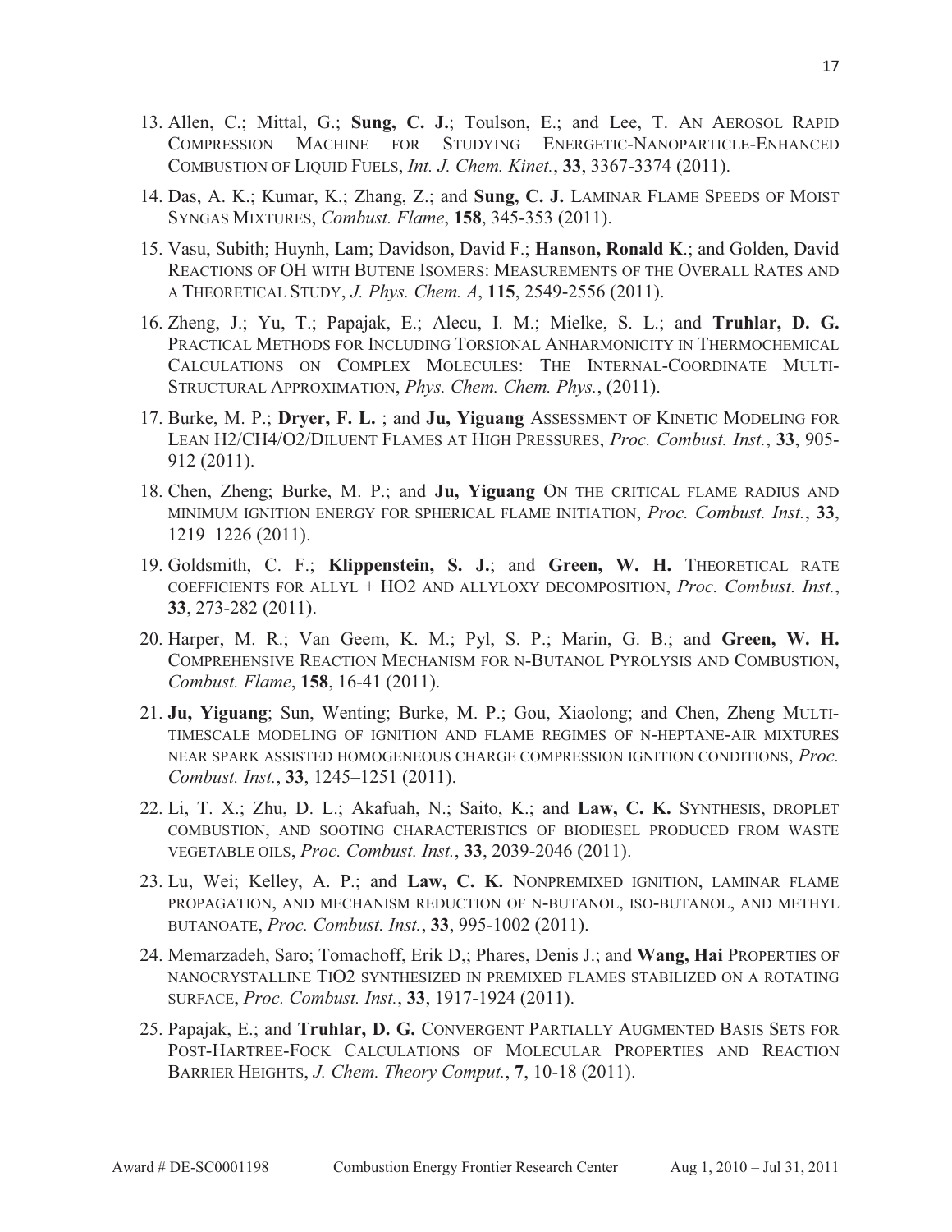13. Allen, C.; Mittal, G.; **Sung, C. J.**; Toulson, E.; and Lee, T. AN AEROSOL RAPID COMPRESSION MACHINE FOR STUDYING ENERGETIC-NANOPARTICLE-ENHANCED COMBUSTION OF LIQUID FUELS, *Int. J. Chem. Kinet.*, **33**, 3367-3374 (2011).

14. Das, A. K.; Kumar, K.; Zhang, Z.; and **Sung, C. J.** LAMINAR FLAME SPEEDS OF MOIST SYNGAS MIXTURES, *Combust. Flame*, **158**, 345-353 (2011).

15. Vasu, Subith; Huynh, Lam; Davidson, David F.; **Hanson, Ronald K**.; and Golden, David REACTIONS OF OH WITH BUTENE ISOMERS: MEASUREMENTS OF THE OVERALL RATES AND A THEORETICAL STUDY, *J. Phys. Chem. A*, **115**, 2549-2556 (2011).

16. Zheng, J.; Yu, T.; Papajak, E.; Alecu, I. M.; Mielke, S. L.; and **Truhlar, D. G.** PRACTICAL METHODS FOR INCLUDING TORSIONAL ANHARMONICITY IN THERMOCHEMICAL CALCULATIONS ON COMPLEX MOLECULES: THE INTERNAL-COORDINATE MULTI-STRUCTURAL APPROXIMATION, *Phys. Chem. Chem. Phys.*, (2011).

17. Burke, M. P.; **Dryer, F. L.** ; and **Ju, Yiguang** ASSESSMENT OF KINETIC MODELING FOR LEAN H2/CH4/O2/DILUENT FLAMES AT HIGH PRESSURES, *Proc. Combust. Inst.*, **33**, 905-912 (2011).

18. Chen, Zheng; Burke, M. P.; and **Ju, Yiguang** ON THE CRITICAL FLAME RADIUS AND MINIMUM IGNITION ENERGY FOR SPHERICAL FLAME INITIATION, *Proc. Combust. Inst.*, **33**, 1219–1226 (2011).

19. Goldsmith, C. F.; **Klippenstein, S. J.**; and **Green, W. H.** THEORETICAL RATE COEFFICIENTS FOR ALLYL + HO2 AND ALLYLOXY DECOMPOSITION, *Proc. Combust. Inst.*, **33**, 273-282 (2011).

20. Harper, M. R.; Van Geem, K. M.; Pyl, S. P.; Marin, G. B.; and **Green, W. H.** COMPREHENSIVE REACTION MECHANISM FOR N-BUTANOL PYROLYSIS AND COMBUSTION, *Combust. Flame*, **158**, 16-41 (2011).

21. **Ju, Yiguang**; Sun, Wenting; Burke, M. P.; Gou, Xiaolong; and Chen, Zheng MULTI-TIMESCALE MODELING OF IGNITION AND FLAME REGIMES OF N-HEPTANE-AIR MIXTURES NEAR SPARK ASSISTED HOMOGENEOUS CHARGE COMPRESSION IGNITION CONDITIONS, *Proc. Combust. Inst.*, **33**, 1245–1251 (2011).

22. Li, T. X.; Zhu, D. L.; Akafuah, N.; Saito, K.; and **Law, C. K.** SYNTHESIS, DROPLET COMBUSTION, AND SOOTING CHARACTERISTICS OF BIODIESEL PRODUCED FROM WASTE VEGETABLE OILS, *Proc. Combust. Inst.*, **33**, 2039-2046 (2011).

23. Lu, Wei; Kelley, A. P.; and **Law, C. K.** NONPREMIXED IGNITION, LAMINAR FLAME PROPAGATION, AND MECHANISM REDUCTION OF N-BUTANOL, ISO-BUTANOL, AND METHYL BUTANOATE, *Proc. Combust. Inst.*, **33**, 995-1002 (2011).

24. Memarzadeh, Saro; Tomachoff, Erik D,; Phares, Denis J.; and **Wang, Hai** PROPERTIES OF NANOCRYSTALLINE TIO2 SYNTHESIZED IN PREMIXED FLAMES STABILIZED ON A ROTATING SURFACE, *Proc. Combust. Inst.*, **33**, 1917-1924 (2011).

25. Papajak, E.; and **Truhlar, D. G.** CONVERGENT PARTIALLY AUGMENTED BASIS SETS FOR POST-HARTREE-FOCK CALCULATIONS OF MOLECULAR PROPERTIES AND REACTION BARRIER HEIGHTS, *J. Chem. Theory Comput.*, **7**, 10-18 (2011).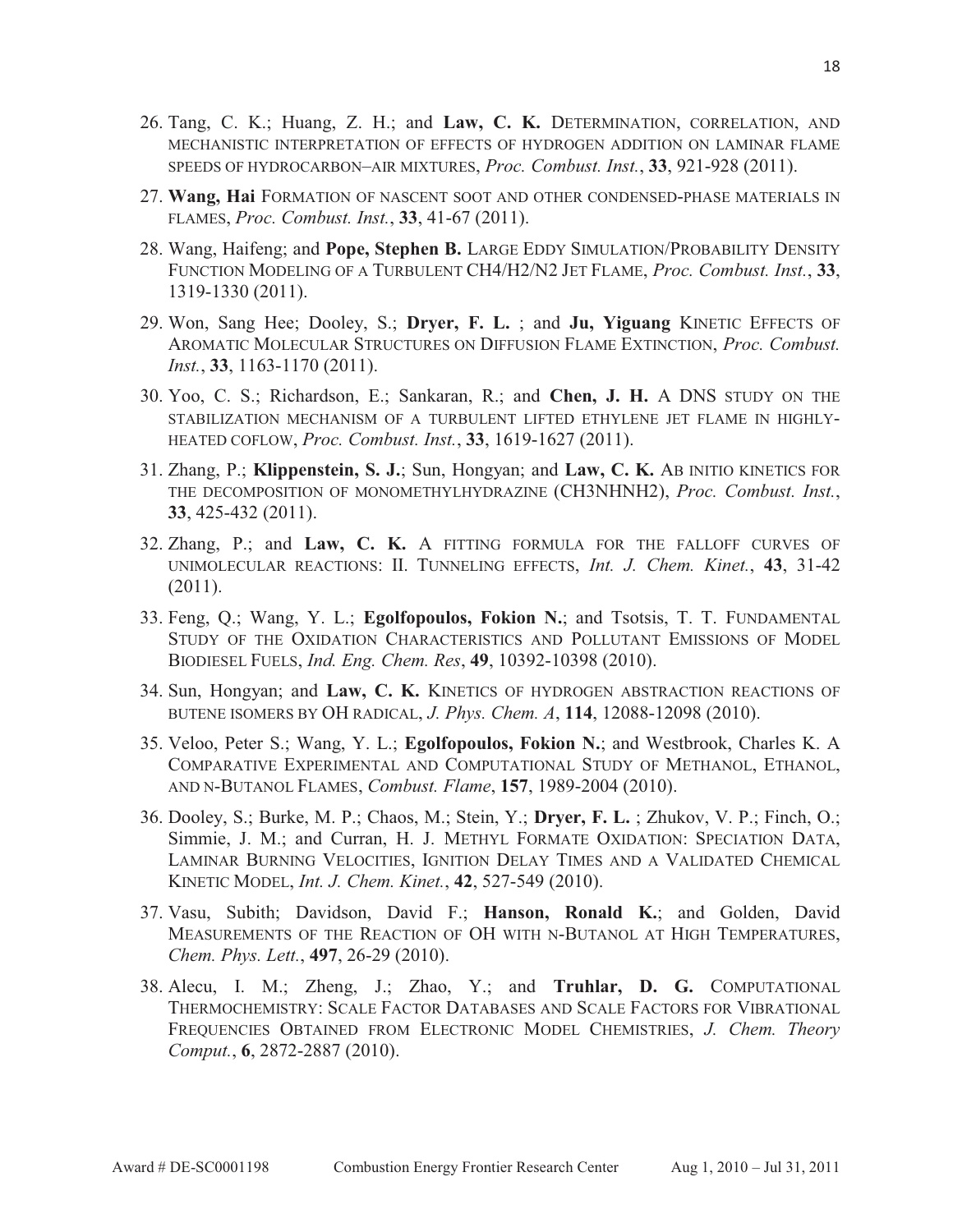26. Tang, C. K.; Huang, Z. H.; and **Law, C. K.** DETERMINATION, CORRELATION, AND MECHANISTIC INTERPRETATION OF EFFECTS OF HYDROGEN ADDITION ON LAMINAR FLAME SPEEDS OF HYDROCARBON–AIR MIXTURES, *Proc. Combust. Inst.*, **33**, 921-928 (2011).

27. **Wang, Hai** FORMATION OF NASCENT SOOT AND OTHER CONDENSED-PHASE MATERIALS IN FLAMES, *Proc. Combust. Inst.*, **33**, 41-67 (2011).

28. Wang, Haifeng; and **Pope, Stephen B.** LARGE EDDY SIMULATION/PROBABILITY DENSITY FUNCTION MODELING OF A TURBULENT $CH_4/H_2/N_2$ JET FLAME, *Proc. Combust. Inst.*, **33**, 1319-1330 (2011).

29. Won, Sang Hee; Dooley, S.; **Dryer, F. L.** ; and **Ju, Yiguang** KINETIC EFFECTS OF AROMATIC MOLECULAR STRUCTURES ON DIFFUSION FLAME EXTINCTION, *Proc. Combust. Inst.*, **33**, 1163-1170 (2011).

30. Yoo, C. S.; Richardson, E.; Sankaran, R.; and **Chen, J. H.** A DNS STUDY ON THE STABILIZATION MECHANISM OF A TURBULENT LIFTED ETHYLENE JET FLAME IN HIGHLY-HEATED COFLOW, *Proc. Combust. Inst.*, **33**, 1619-1627 (2011).

31. Zhang, P.; **Klippenstein, S. J.**; Sun, Hongyan; and **Law, C. K.** AB INITIO KINETICS FOR THE DECOMPOSITION OF MONOMETHYLHYDRAZINE ($CH_3NHNH_2$), *Proc. Combust. Inst.*, **33**, 425-432 (2011).

32. Zhang, P.; and **Law, C. K.** A FITTING FORMULA FOR THE FALLOFF CURVES OF UNIMOLECULAR REACTIONS: II. TUNNELING EFFECTS, *Int. J. Chem. Kinet.*, **43**, 31-42 (2011).

33. Feng, Q.; Wang, Y. L.; **Egolfopoulos, Fokion N.**; and Tsotsis, T. T. FUNDAMENTAL STUDY OF THE OXIDATION CHARACTERISTICS AND POLLUTANT EMISSIONS OF MODEL BIODIESEL FUELS, *Ind. Eng. Chem. Res*, **49**, 10392-10398 (2010).

34. Sun, Hongyan; and **Law, C. K.** KINETICS OF HYDROGEN ABSTRACTION REACTIONS OF BUTENE ISOMERS BY OH RADICAL, *J. Phys. Chem. A*, **114**, 12088-12098 (2010).

35. Veloo, Peter S.; Wang, Y. L.; **Egolfopoulos, Fokion N.**; and Westbrook, Charles K. A COMPARATIVE EXPERIMENTAL AND COMPUTATIONAL STUDY OF METHANOL, ETHANOL, AND N-BUTANOL FLAMES, *Combust. Flame*, **157**, 1989-2004 (2010).

36. Dooley, S.; Burke, M. P.; Chaos, M.; Stein, Y.; **Dryer, F. L.** ; Zhukov, V. P.; Finch, O.; Simmie, J. M.; and Curran, H. J. METHYL FORMATE OXIDATION: SPECIATION DATA, LAMINAR BURNING VELOCITIES, IGNITION DELAY TIMES AND A VALIDATED CHEMICAL KINETIC MODEL, *Int. J. Chem. Kinet.*, **42**, 527-549 (2010).

37. Vasu, Subith; Davidson, David F.; **Hanson, Ronald K.**; and Golden, David MEASUREMENTS OF THE REACTION OF OH WITH N-BUTANOL AT HIGH TEMPERATURES, *Chem. Phys. Lett.*, **497**, 26-29 (2010).

38. Alecu, I. M.; Zheng, J.; Zhao, Y.; and **Truhlar, D. G.** COMPUTATIONAL THERMOCHEMISTRY: SCALE FACTOR DATABASES AND SCALE FACTORS FOR VIBRATIONAL FREQUENCIES OBTAINED FROM ELECTRONIC MODEL CHEMISTRIES, *J. Chem. Theory Comput.*, **6**, 2872-2887 (2010).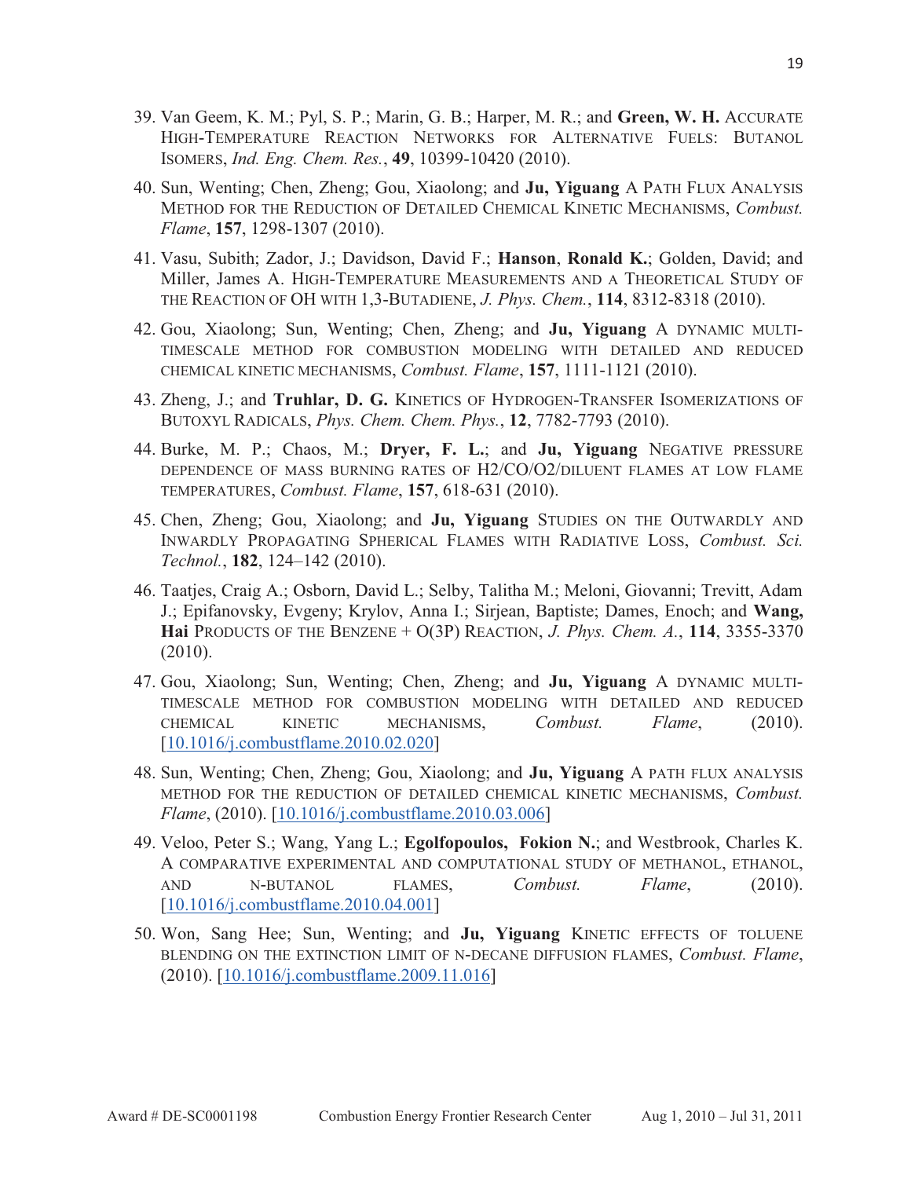39. Van Geem, K. M.; Pyl, S. P.; Marin, G. B.; Harper, M. R.; and **Green, W. H.** ACCURATE HIGH-TEMPERATURE REACTION NETWORKS FOR ALTERNATIVE FUELS: BUTANOL ISOMERS, *Ind. Eng. Chem. Res.*, **49**, 10399-10420 (2010).

40. Sun, Wenting; Chen, Zheng; Gou, Xiaolong; and **Ju, Yiguang** A PATH FLUX ANALYSIS METHOD FOR THE REDUCTION OF DETAILED CHEMICAL KINETIC MECHANISMS, *Combust. Flame*, **157**, 1298-1307 (2010).

41. Vasu, Subith; Zador, J.; Davidson, David F.; **Hanson**, **Ronald K.**; Golden, David; and Miller, James A. HIGH-TEMPERATURE MEASUREMENTS AND A THEORETICAL STUDY OF THE REACTION OF OH WITH 1,3-BUTADIENE, *J. Phys. Chem.*, **114**, 8312-8318 (2010).

42. Gou, Xiaolong; Sun, Wenting; Chen, Zheng; and **Ju, Yiguang** A DYNAMIC MULTI-TIMESCALE METHOD FOR COMBUSTION MODELING WITH DETAILED AND REDUCED CHEMICAL KINETIC MECHANISMS, *Combust. Flame*, **157**, 1111-1121 (2010).

43. Zheng, J.; and **Truhlar, D. G.** KINETICS OF HYDROGEN-TRANSFER ISOMERIZATIONS OF BUTOXYL RADICALS, *Phys. Chem. Chem. Phys.*, **12**, 7782-7793 (2010).

44. Burke, M. P.; Chaos, M.; **Dryer, F. L.**; and **Ju, Yiguang** NEGATIVE PRESSURE DEPENDENCE OF MASS BURNING RATES OF H2/CO/O2/DILUENT FLAMES AT LOW FLAME TEMPERATURES, *Combust. Flame*, **157**, 618-631 (2010).

45. Chen, Zheng; Gou, Xiaolong; and **Ju, Yiguang** STUDIES ON THE OUTWARDLY AND INWARDLY PROPAGATING SPHERICAL FLAMES WITH RADIATIVE LOSS, *Combust. Sci. Technol.*, **182**, 124–142 (2010).

46. Taatjes, Craig A.; Osborn, David L.; Selby, Talitha M.; Meloni, Giovanni; Trevitt, Adam J.; Epifanovsky, Evgeny; Krylov, Anna I.; Sirjean, Baptiste; Dames, Enoch; and **Wang, Hai** PRODUCTS OF THE BENZENE + O(3P) REACTION, *J. Phys. Chem. A.*, **114**, 3355-3370 (2010).

47. Gou, Xiaolong; Sun, Wenting; Chen, Zheng; and **Ju, Yiguang** A DYNAMIC MULTI-TIMESCALE METHOD FOR COMBUSTION MODELING WITH DETAILED AND REDUCED CHEMICAL KINETIC MECHANISMS, *Combust. Flame*, (2010). [10.1016/j.combustflame.2010.02.020]

48. Sun, Wenting; Chen, Zheng; Gou, Xiaolong; and **Ju, Yiguang** A PATH FLUX ANALYSIS METHOD FOR THE REDUCTION OF DETAILED CHEMICAL KINETIC MECHANISMS, *Combust. Flame*, (2010). [10.1016/j.combustflame.2010.03.006]

49. Veloo, Peter S.; Wang, Yang L.; **Egolfopoulos, Fokion N.**; and Westbrook, Charles K. A COMPARATIVE EXPERIMENTAL AND COMPUTATIONAL STUDY OF METHANOL, ETHANOL, AND N-BUTANOL FLAMES, *Combust. Flame*, (2010). [10.1016/j.combustflame.2010.04.001]

50. Won, Sang Hee; Sun, Wenting; and **Ju, Yiguang** KINETIC EFFECTS OF TOLUENE BLENDING ON THE EXTINCTION LIMIT OF N-DECANE DIFFUSION FLAMES, *Combust. Flame*, (2010). [10.1016/j.combustflame.2009.11.016]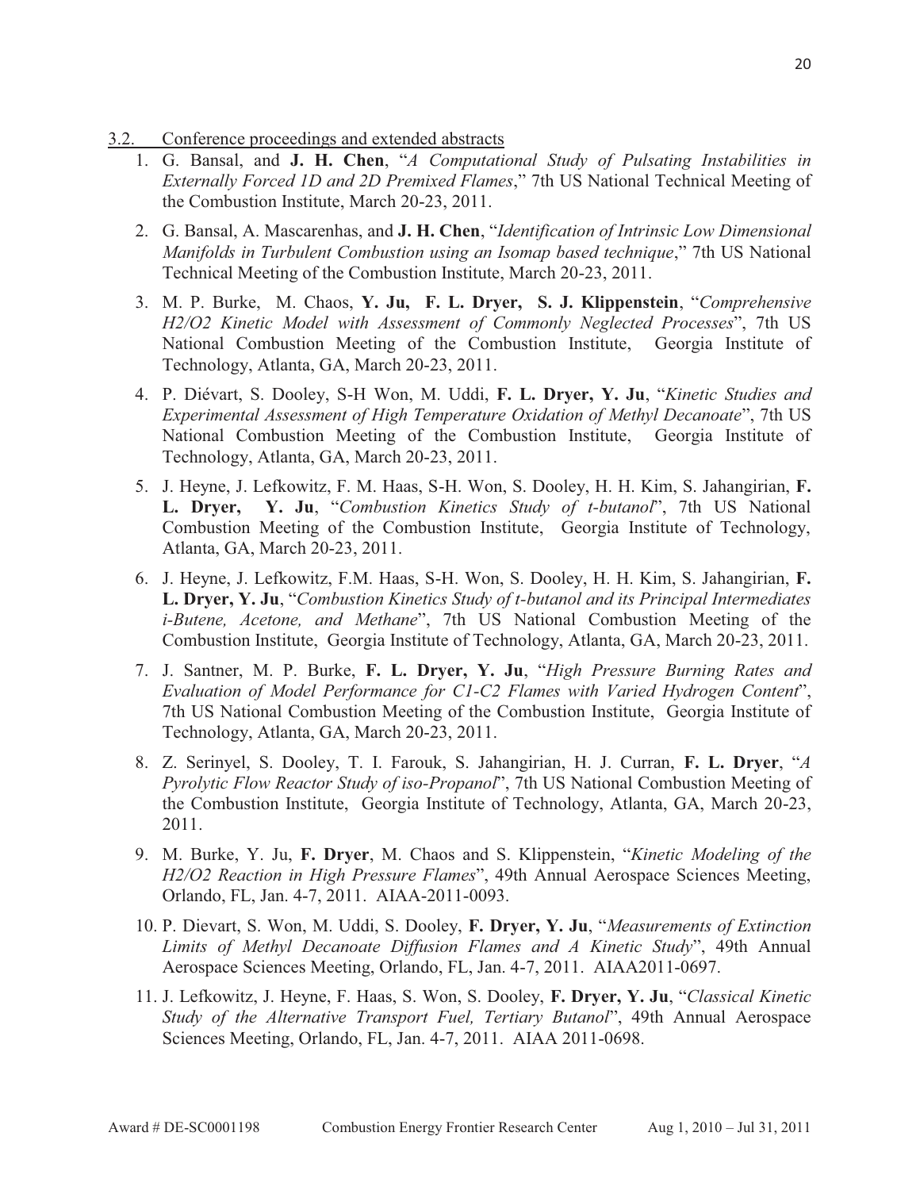## 3.2. Conference proceedings and extended abstracts

1. G. Bansal, and **J. H. Chen**, "*A Computational Study of Pulsating Instabilities in Externally Forced 1D and 2D Premixed Flames*," 7th US National Technical Meeting of the Combustion Institute, March 20-23, 2011.
2. G. Bansal, A. Mascarenhas, and **J. H. Chen**, "*Identification of Intrinsic Low Dimensional Manifolds in Turbulent Combustion using an Isomap based technique*," 7th US National Technical Meeting of the Combustion Institute, March 20-23, 2011.
3. M. P. Burke, M. Chaos, **Y. Ju, F. L. Dryer, S. J. Klippenstein**, "*Comprehensive H2/O2 Kinetic Model with Assessment of Commonly Neglected Processes*", 7th US National Combustion Meeting of the Combustion Institute, Georgia Institute of Technology, Atlanta, GA, March 20-23, 2011.
4. P. Diévart, S. Dooley, S-H Won, M. Uddi, **F. L. Dryer, Y. Ju**, "*Kinetic Studies and Experimental Assessment of High Temperature Oxidation of Methyl Decanoate*", 7th US National Combustion Meeting of the Combustion Institute, Georgia Institute of Technology, Atlanta, GA, March 20-23, 2011.
5. J. Heyne, J. Lefkowitz, F. M. Haas, S-H. Won, S. Dooley, H. H. Kim, S. Jahangirian, **F. L. Dryer, Y. Ju**, "*Combustion Kinetics Study of t-butanol*", 7th US National Combustion Meeting of the Combustion Institute, Georgia Institute of Technology, Atlanta, GA, March 20-23, 2011.
6. J. Heyne, J. Lefkowitz, F.M. Haas, S-H. Won, S. Dooley, H. H. Kim, S. Jahangirian, **F. L. Dryer, Y. Ju**, "*Combustion Kinetics Study of t-butanol and its Principal Intermediates i-Butene, Acetone, and Methane*", 7th US National Combustion Meeting of the Combustion Institute, Georgia Institute of Technology, Atlanta, GA, March 20-23, 2011.
7. J. Santner, M. P. Burke, **F. L. Dryer, Y. Ju**, "*High Pressure Burning Rates and Evaluation of Model Performance for C1-C2 Flames with Varied Hydrogen Content*", 7th US National Combustion Meeting of the Combustion Institute, Georgia Institute of Technology, Atlanta, GA, March 20-23, 2011.
8. Z. Serinyel, S. Dooley, T. I. Farouk, S. Jahangirian, H. J. Curran, **F. L. Dryer**, "*A Pyrolytic Flow Reactor Study of iso-Propanol*", 7th US National Combustion Meeting of the Combustion Institute, Georgia Institute of Technology, Atlanta, GA, March 20-23, 2011.
9. M. Burke, Y. Ju, **F. Dryer**, M. Chaos and S. Klippenstein, "*Kinetic Modeling of the H2/O2 Reaction in High Pressure Flames*", 49th Annual Aerospace Sciences Meeting, Orlando, FL, Jan. 4-7, 2011. AIAA-2011-0093.
10. P. Dievart, S. Won, M. Uddi, S. Dooley, **F. Dryer, Y. Ju**, "*Measurements of Extinction Limits of Methyl Decanoate Diffusion Flames and A Kinetic Study*", 49th Annual Aerospace Sciences Meeting, Orlando, FL, Jan. 4-7, 2011. AIAA2011-0697.
11. J. Lefkowitz, J. Heyne, F. Haas, S. Won, S. Dooley, **F. Dryer, Y. Ju**, "*Classical Kinetic Study of the Alternative Transport Fuel, Tertiary Butanol*", 49th Annual Aerospace Sciences Meeting, Orlando, FL, Jan. 4-7, 2011. AIAA 2011-0698.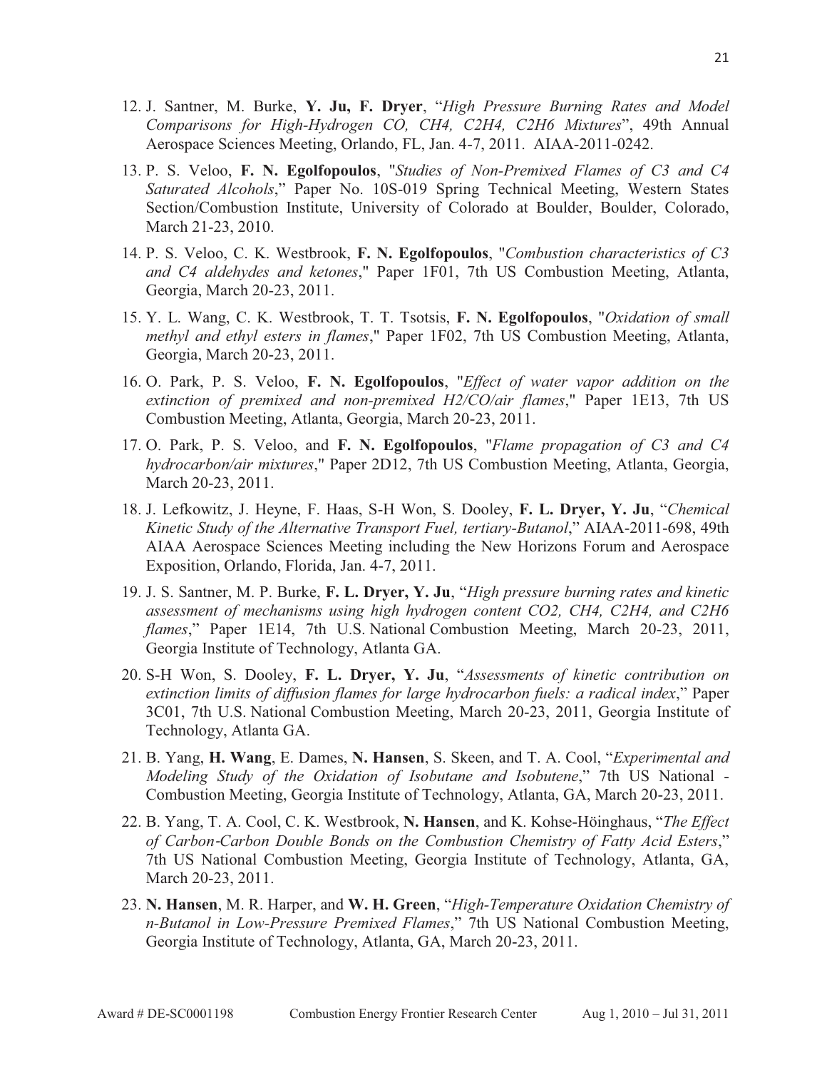12. J. Santner, M. Burke, **Y. Ju, F. Dryer**, "*High Pressure Burning Rates and Model Comparisons for High-Hydrogen CO, CH4, C2H4, C2H6 Mixtures*", 49th Annual Aerospace Sciences Meeting, Orlando, FL, Jan. 4-7, 2011. AIAA-2011-0242.

13. P. S. Veloo, **F. N. Egolfopoulos**, "*Studies of Non-Premixed Flames of C3 and C4 Saturated Alcohols*," Paper No. 10S-019 Spring Technical Meeting, Western States Section/Combustion Institute, University of Colorado at Boulder, Boulder, Colorado, March 21-23, 2010.

14. P. S. Veloo, C. K. Westbrook, **F. N. Egolfopoulos**, "*Combustion characteristics of C3 and C4 aldehydes and ketones*," Paper 1F01, 7th US Combustion Meeting, Atlanta, Georgia, March 20-23, 2011.

15. Y. L. Wang, C. K. Westbrook, T. T. Tsotsis, **F. N. Egolfopoulos**, "*Oxidation of small methyl and ethyl esters in flames*," Paper 1F02, 7th US Combustion Meeting, Atlanta, Georgia, March 20-23, 2011.

16. O. Park, P. S. Veloo, **F. N. Egolfopoulos**, "*Effect of water vapor addition on the extinction of premixed and non-premixed H2/CO/air flames*," Paper 1E13, 7th US Combustion Meeting, Atlanta, Georgia, March 20-23, 2011.

17. O. Park, P. S. Veloo, and **F. N. Egolfopoulos**, "*Flame propagation of C3 and C4 hydrocarbon/air mixtures*," Paper 2D12, 7th US Combustion Meeting, Atlanta, Georgia, March 20-23, 2011.

18. J. Lefkowitz, J. Heyne, F. Haas, S-H Won, S. Dooley, **F. L. Dryer, Y. Ju**, "*Chemical Kinetic Study of the Alternative Transport Fuel, tertiary-Butanol*," AIAA-2011-698, 49th AIAA Aerospace Sciences Meeting including the New Horizons Forum and Aerospace Exposition, Orlando, Florida, Jan. 4-7, 2011.

19. J. S. Santner, M. P. Burke, **F. L. Dryer, Y. Ju**, "*High pressure burning rates and kinetic assessment of mechanisms using high hydrogen content CO2, CH4, C2H4, and C2H6 flames*," Paper 1E14, 7th U.S. National Combustion Meeting, March 20-23, 2011, Georgia Institute of Technology, Atlanta GA.

20. S-H Won, S. Dooley, **F. L. Dryer, Y. Ju**, "*Assessments of kinetic contribution on extinction limits of diffusion flames for large hydrocarbon fuels: a radical index*," Paper 3C01, 7th U.S. National Combustion Meeting, March 20-23, 2011, Georgia Institute of Technology, Atlanta GA.

21. B. Yang, **H. Wang**, E. Dames, **N. Hansen**, S. Skeen, and T. A. Cool, "*Experimental and Modeling Study of the Oxidation of Isobutane and Isobutene*," 7th US National - Combustion Meeting, Georgia Institute of Technology, Atlanta, GA, March 20-23, 2011.

22. B. Yang, T. A. Cool, C. K. Westbrook, **N. Hansen**, and K. Kohse-Höinghaus, "*The Effect of Carbon-Carbon Double Bonds on the Combustion Chemistry of Fatty Acid Esters*," 7th US National Combustion Meeting, Georgia Institute of Technology, Atlanta, GA, March 20-23, 2011.

23. **N. Hansen**, M. R. Harper, and **W. H. Green**, "*High-Temperature Oxidation Chemistry of n-Butanol in Low-Pressure Premixed Flames*," 7th US National Combustion Meeting, Georgia Institute of Technology, Atlanta, GA, March 20-23, 2011.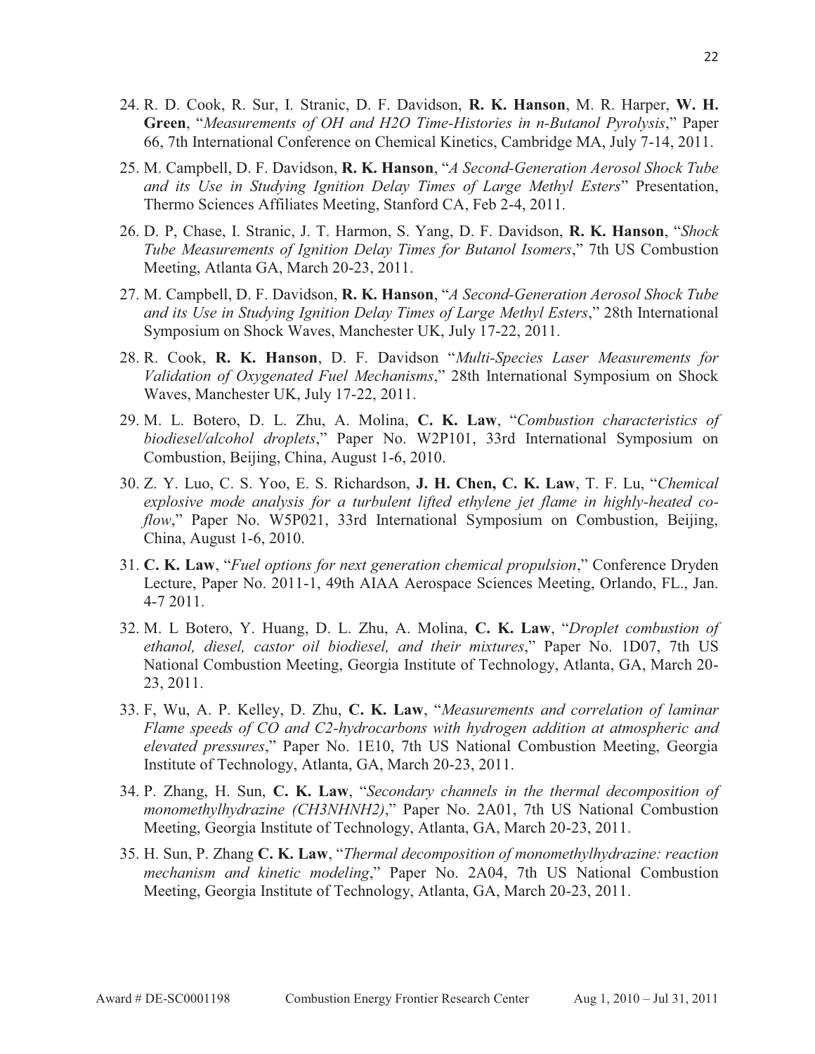24. R. D. Cook, R. Sur, I. Stranic, D. F. Davidson, **R. K. Hanson**, M. R. Harper, **W. H. Green**, "*Measurements of OH and H2O Time-Histories in n-Butanol Pyrolysis*," Paper 66, 7th International Conference on Chemical Kinetics, Cambridge MA, July 7-14, 2011.

25. M. Campbell, D. F. Davidson, **R. K. Hanson**, "*A Second-Generation Aerosol Shock Tube and its Use in Studying Ignition Delay Times of Large Methyl Esters*" Presentation, Thermo Sciences Affiliates Meeting, Stanford CA, Feb 2-4, 2011.

26. D. P, Chase, I. Stranic, J. T. Harmon, S. Yang, D. F. Davidson, **R. K. Hanson**, "*Shock Tube Measurements of Ignition Delay Times for Butanol Isomers*," 7th US Combustion Meeting, Atlanta GA, March 20-23, 2011.

27. M. Campbell, D. F. Davidson, **R. K. Hanson**, "*A Second-Generation Aerosol Shock Tube and its Use in Studying Ignition Delay Times of Large Methyl Esters*," 28th International Symposium on Shock Waves, Manchester UK, July 17-22, 2011.

28. R. Cook, **R. K. Hanson**, D. F. Davidson "*Multi-Species Laser Measurements for Validation of Oxygenated Fuel Mechanisms*," 28th International Symposium on Shock Waves, Manchester UK, July 17-22, 2011.

29. M. L. Botero, D. L. Zhu, A. Molina, **C. K. Law**, "*Combustion characteristics of biodiesel/alcohol droplets*," Paper No. W2P101, 33rd International Symposium on Combustion, Beijing, China, August 1-6, 2010.

30. Z. Y. Luo, C. S. Yoo, E. S. Richardson, **J. H. Chen, C. K. Law**, T. F. Lu, "*Chemical explosive mode analysis for a turbulent lifted ethylene jet flame in highly-heated co-flow*," Paper No. W5P021, 33rd International Symposium on Combustion, Beijing, China, August 1-6, 2010.

31. **C. K. Law**, "*Fuel options for next generation chemical propulsion*," Conference Dryden Lecture, Paper No. 2011-1, 49th AIAA Aerospace Sciences Meeting, Orlando, FL., Jan. 4-7 2011.

32. M. L Botero, Y. Huang, D. L. Zhu, A. Molina, **C. K. Law**, "*Droplet combustion of ethanol, diesel, castor oil biodiesel, and their mixtures*," Paper No. 1D07, 7th US National Combustion Meeting, Georgia Institute of Technology, Atlanta, GA, March 20-23, 2011.

33. F, Wu, A. P. Kelley, D. Zhu, **C. K. Law**, "*Measurements and correlation of laminar Flame speeds of CO and C2-hydrocarbons with hydrogen addition at atmospheric and elevated pressures*," Paper No. 1E10, 7th US National Combustion Meeting, Georgia Institute of Technology, Atlanta, GA, March 20-23, 2011.

34. P. Zhang, H. Sun, **C. K. Law**, "*Secondary channels in the thermal decomposition of monomethylhydrazine (CH3NHNH2)*," Paper No. 2A01, 7th US National Combustion Meeting, Georgia Institute of Technology, Atlanta, GA, March 20-23, 2011.

35. H. Sun, P. Zhang **C. K. Law**, "*Thermal decomposition of monomethylhydrazine: reaction mechanism and kinetic modeling*," Paper No. 2A04, 7th US National Combustion Meeting, Georgia Institute of Technology, Atlanta, GA, March 20-23, 2011.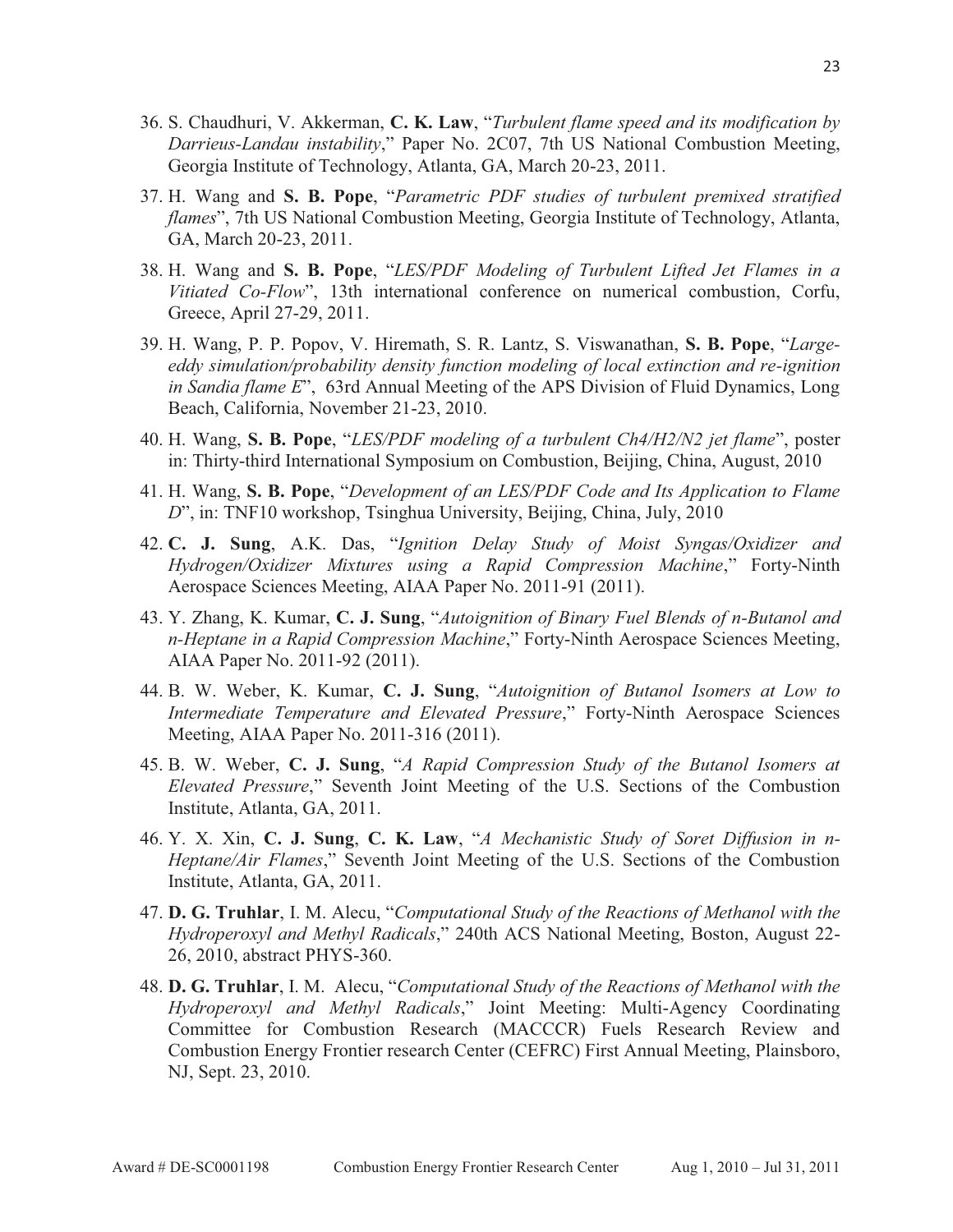36. S. Chaudhuri, V. Akkerman, **C. K. Law**, "*Turbulent flame speed and its modification by Darrieus-Landau instability*," Paper No. 2C07, 7th US National Combustion Meeting, Georgia Institute of Technology, Atlanta, GA, March 20-23, 2011.

37. H. Wang and **S. B. Pope**, "*Parametric PDF studies of turbulent premixed stratified flames*", 7th US National Combustion Meeting, Georgia Institute of Technology, Atlanta, GA, March 20-23, 2011.

38. H. Wang and **S. B. Pope**, "*LES/PDF Modeling of Turbulent Lifted Jet Flames in a Vitiated Co-Flow*", 13th international conference on numerical combustion, Corfu, Greece, April 27-29, 2011.

39. H. Wang, P. P. Popov, V. Hiremath, S. R. Lantz, S. Viswanathan, **S. B. Pope**, "*Large-eddy simulation/probability density function modeling of local extinction and re-ignition in Sandia flame E*", 63rd Annual Meeting of the APS Division of Fluid Dynamics, Long Beach, California, November 21-23, 2010.

40. H. Wang, **S. B. Pope**, "*LES/PDF modeling of a turbulent Ch4/H2/N2 jet flame*", poster in: Thirty-third International Symposium on Combustion, Beijing, China, August, 2010

41. H. Wang, **S. B. Pope**, "*Development of an LES/PDF Code and Its Application to Flame D*", in: TNF10 workshop, Tsinghua University, Beijing, China, July, 2010

42. **C. J. Sung**, A.K. Das, "*Ignition Delay Study of Moist Syngas/Oxidizer and Hydrogen/Oxidizer Mixtures using a Rapid Compression Machine*," Forty-Ninth Aerospace Sciences Meeting, AIAA Paper No. 2011-91 (2011).

43. Y. Zhang, K. Kumar, **C. J. Sung**, "*Autoignition of Binary Fuel Blends of n-Butanol and n-Heptane in a Rapid Compression Machine*," Forty-Ninth Aerospace Sciences Meeting, AIAA Paper No. 2011-92 (2011).

44. B. W. Weber, K. Kumar, **C. J. Sung**, "*Autoignition of Butanol Isomers at Low to Intermediate Temperature and Elevated Pressure*," Forty-Ninth Aerospace Sciences Meeting, AIAA Paper No. 2011-316 (2011).

45. B. W. Weber, **C. J. Sung**, "*A Rapid Compression Study of the Butanol Isomers at Elevated Pressure*," Seventh Joint Meeting of the U.S. Sections of the Combustion Institute, Atlanta, GA, 2011.

46. Y. X. Xin, **C. J. Sung**, **C. K. Law**, "*A Mechanistic Study of Soret Diffusion in n-Heptane/Air Flames*," Seventh Joint Meeting of the U.S. Sections of the Combustion Institute, Atlanta, GA, 2011.

47. **D. G. Truhlar**, I. M. Alecu, "*Computational Study of the Reactions of Methanol with the Hydroperoxyl and Methyl Radicals*," 240th ACS National Meeting, Boston, August 22-26, 2010, abstract PHYS-360.

48. **D. G. Truhlar**, I. M. Alecu, "*Computational Study of the Reactions of Methanol with the Hydroperoxyl and Methyl Radicals*," Joint Meeting: Multi-Agency Coordinating Committee for Combustion Research (MACCCR) Fuels Research Review and Combustion Energy Frontier research Center (CEFRC) First Annual Meeting, Plainsboro, NJ, Sept. 23, 2010.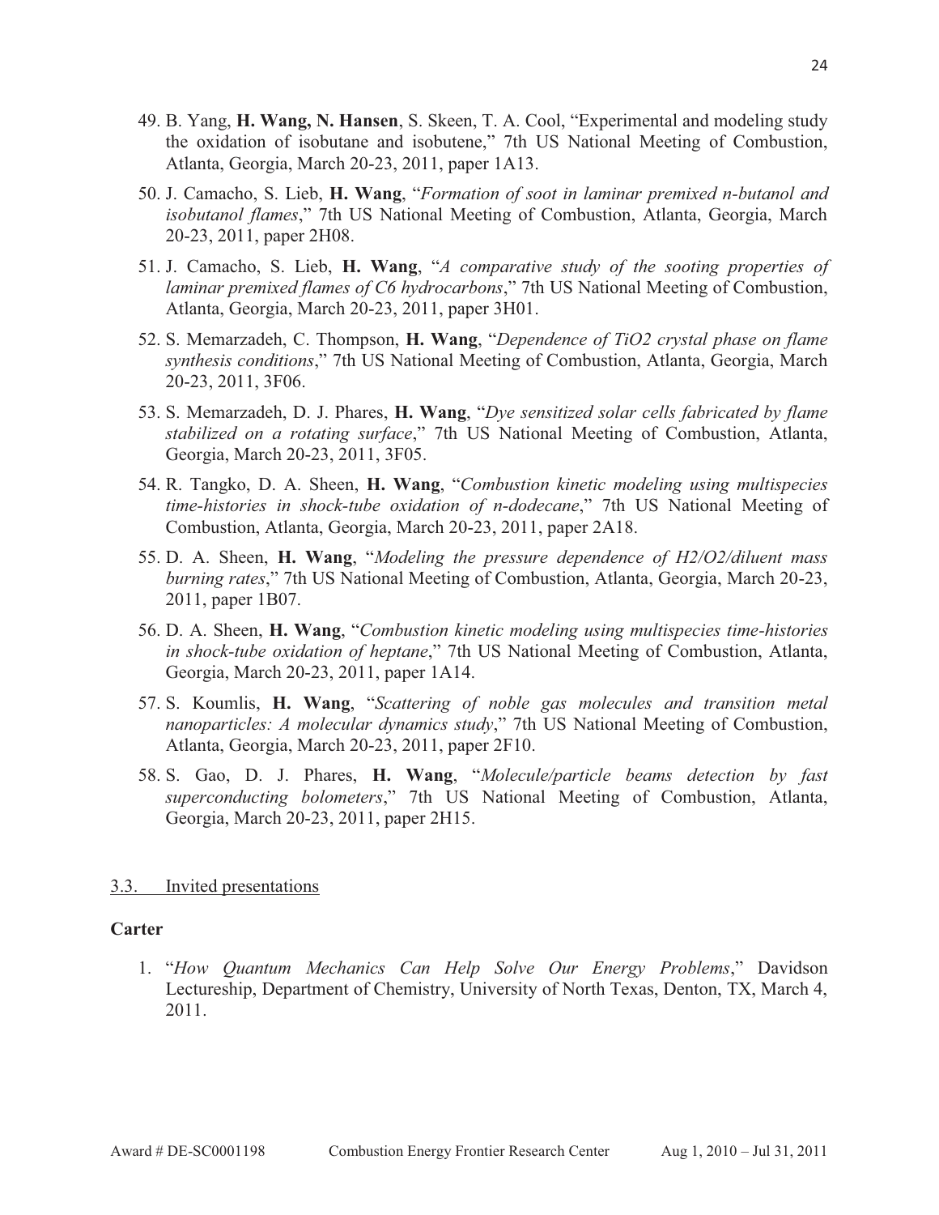49. B. Yang, **H. Wang, N. Hansen**, S. Skeen, T. A. Cool, "Experimental and modeling study the oxidation of isobutane and isobutene," 7th US National Meeting of Combustion, Atlanta, Georgia, March 20-23, 2011, paper 1A13.

50. J. Camacho, S. Lieb, **H. Wang**, "*Formation of soot in laminar premixed n-butanol and isobutanol flames*," 7th US National Meeting of Combustion, Atlanta, Georgia, March 20-23, 2011, paper 2H08.

51. J. Camacho, S. Lieb, **H. Wang**, "*A comparative study of the sooting properties of laminar premixed flames of C6 hydrocarbons*," 7th US National Meeting of Combustion, Atlanta, Georgia, March 20-23, 2011, paper 3H01.

52. S. Memarzadeh, C. Thompson, **H. Wang**, "*Dependence of $TiO_2$ crystal phase on flame synthesis conditions*," 7th US National Meeting of Combustion, Atlanta, Georgia, March 20-23, 2011, 3F06.

53. S. Memarzadeh, D. J. Phares, **H. Wang**, "*Dye sensitized solar cells fabricated by flame stabilized on a rotating surface*," 7th US National Meeting of Combustion, Atlanta, Georgia, March 20-23, 2011, 3F05.

54. R. Tangko, D. A. Sheen, **H. Wang**, "*Combustion kinetic modeling using multispecies time-histories in shock-tube oxidation of n-dodecane*," 7th US National Meeting of Combustion, Atlanta, Georgia, March 20-23, 2011, paper 2A18.

55. D. A. Sheen, **H. Wang**, "*Modeling the pressure dependence of $H_2$/$O_2$/diluent mass burning rates*," 7th US National Meeting of Combustion, Atlanta, Georgia, March 20-23, 2011, paper 1B07.

56. D. A. Sheen, **H. Wang**, "*Combustion kinetic modeling using multispecies time-histories in shock-tube oxidation of heptane*," 7th US National Meeting of Combustion, Atlanta, Georgia, March 20-23, 2011, paper 1A14.

57. S. Koumlis, **H. Wang**, "*Scattering of noble gas molecules and transition metal nanoparticles: A molecular dynamics study*," 7th US National Meeting of Combustion, Atlanta, Georgia, March 20-23, 2011, paper 2F10.

58. S. Gao, D. J. Phares, **H. Wang**, "*Molecule/particle beams detection by fast superconducting bolometers*," 7th US National Meeting of Combustion, Atlanta, Georgia, March 20-23, 2011, paper 2H15.

### 3.3. Invited presentations

**Carter**

1. "*How Quantum Mechanics Can Help Solve Our Energy Problems*," Davidson Lectureship, Department of Chemistry, University of North Texas, Denton, TX, March 4, 2011.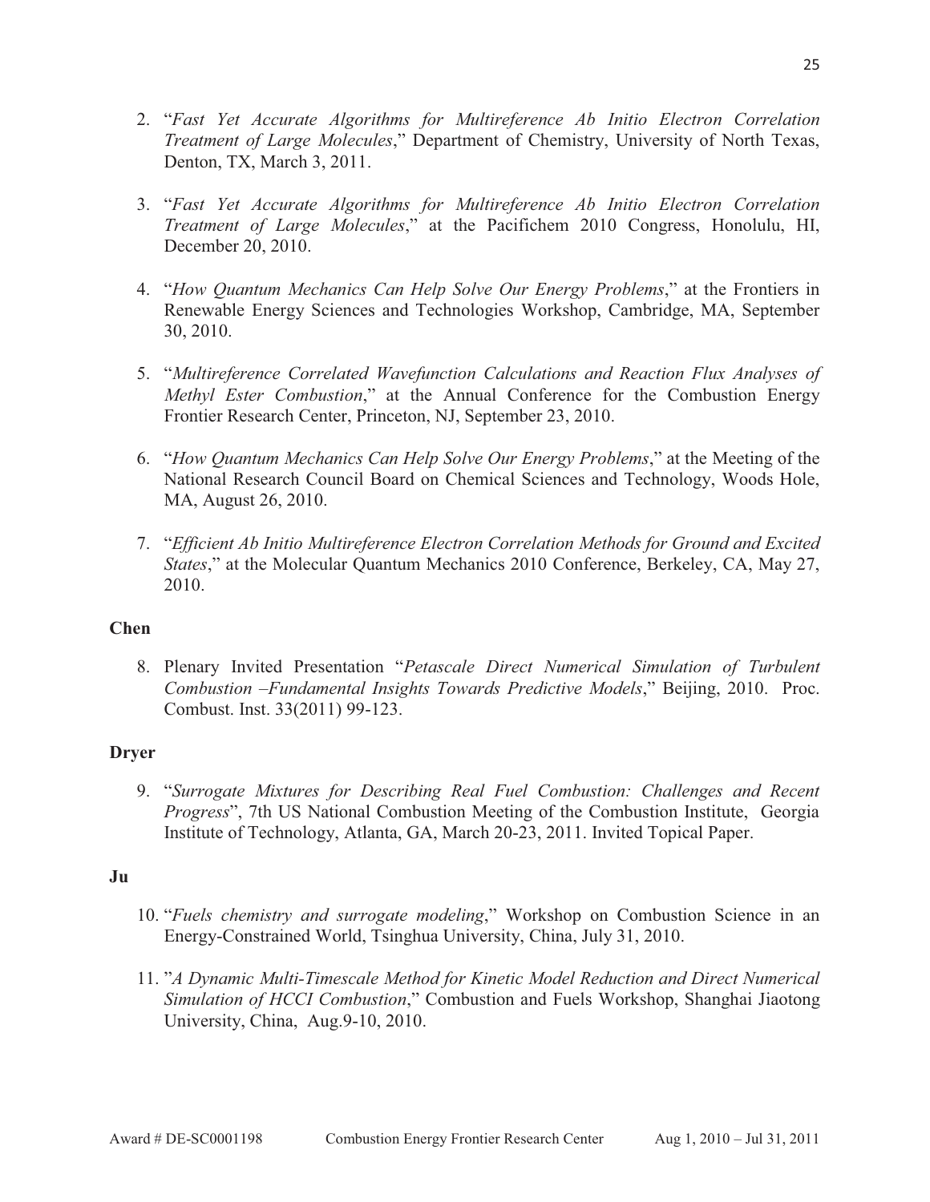2. "*Fast Yet Accurate Algorithms for Multireference Ab Initio Electron Correlation Treatment of Large Molecules*," Department of Chemistry, University of North Texas, Denton, TX, March 3, 2011.

3. "*Fast Yet Accurate Algorithms for Multireference Ab Initio Electron Correlation Treatment of Large Molecules*," at the Pacifichem 2010 Congress, Honolulu, HI, December 20, 2010.

4. "*How Quantum Mechanics Can Help Solve Our Energy Problems*," at the Frontiers in Renewable Energy Sciences and Technologies Workshop, Cambridge, MA, September 30, 2010.

5. "*Multireference Correlated Wavefunction Calculations and Reaction Flux Analyses of Methyl Ester Combustion*," at the Annual Conference for the Combustion Energy Frontier Research Center, Princeton, NJ, September 23, 2010.

6. "*How Quantum Mechanics Can Help Solve Our Energy Problems*," at the Meeting of the National Research Council Board on Chemical Sciences and Technology, Woods Hole, MA, August 26, 2010.

7. "*Efficient Ab Initio Multireference Electron Correlation Methods for Ground and Excited States*," at the Molecular Quantum Mechanics 2010 Conference, Berkeley, CA, May 27, 2010.

**Chen**

8. Plenary Invited Presentation "*Petascale Direct Numerical Simulation of Turbulent Combustion –Fundamental Insights Towards Predictive Models*," Beijing, 2010. Proc. Combust. Inst. 33(2011) 99-123.

**Dryer**

9. "*Surrogate Mixtures for Describing Real Fuel Combustion: Challenges and Recent Progress*", 7th US National Combustion Meeting of the Combustion Institute, Georgia Institute of Technology, Atlanta, GA, March 20-23, 2011. Invited Topical Paper.

**Ju**

10. "*Fuels chemistry and surrogate modeling*," Workshop on Combustion Science in an Energy-Constrained World, Tsinghua University, China, July 31, 2010.

11. "*A Dynamic Multi-Timescale Method for Kinetic Model Reduction and Direct Numerical Simulation of HCCI Combustion*," Combustion and Fuels Workshop, Shanghai Jiaotong University, China, Aug.9-10, 2010.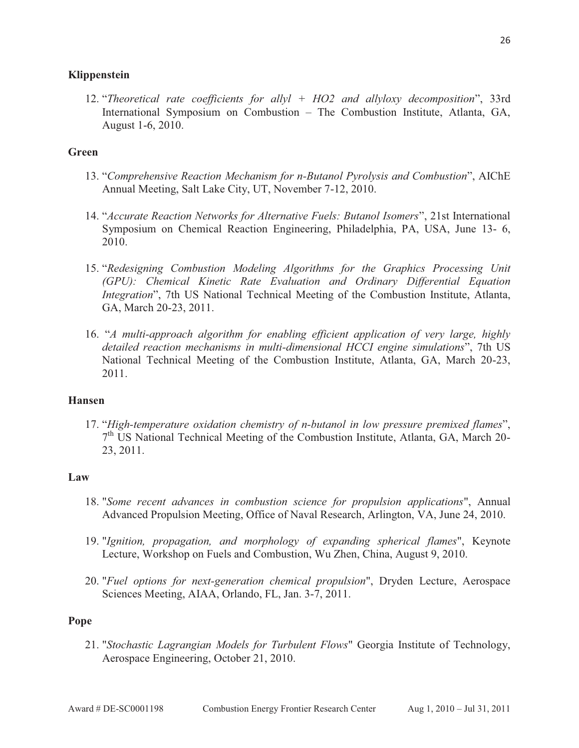**Klippenstein**

12. "*Theoretical rate coefficients for allyl + HO2 and allyloxy decomposition*", 33rd International Symposium on Combustion – The Combustion Institute, Atlanta, GA, August 1-6, 2010.

**Green**

13. "*Comprehensive Reaction Mechanism for n-Butanol Pyrolysis and Combustion*", AIChE Annual Meeting, Salt Lake City, UT, November 7-12, 2010.

14. "*Accurate Reaction Networks for Alternative Fuels: Butanol Isomers*", 21st International Symposium on Chemical Reaction Engineering, Philadelphia, PA, USA, June 13- 6, 2010.

15. "*Redesigning Combustion Modeling Algorithms for the Graphics Processing Unit (GPU): Chemical Kinetic Rate Evaluation and Ordinary Differential Equation Integration*", 7th US National Technical Meeting of the Combustion Institute, Atlanta, GA, March 20-23, 2011.

16. "*A multi-approach algorithm for enabling efficient application of very large, highly detailed reaction mechanisms in multi-dimensional HCCI engine simulations*", 7th US National Technical Meeting of the Combustion Institute, Atlanta, GA, March 20-23, 2011.

**Hansen**

17. "*High-temperature oxidation chemistry of n-butanol in low pressure premixed flames*", 7th US National Technical Meeting of the Combustion Institute, Atlanta, GA, March 20-23, 2011.

**Law**

18. "*Some recent advances in combustion science for propulsion applications*", Annual Advanced Propulsion Meeting, Office of Naval Research, Arlington, VA, June 24, 2010.

19. "*Ignition, propagation, and morphology of expanding spherical flames*", Keynote Lecture, Workshop on Fuels and Combustion, Wu Zhen, China, August 9, 2010.

20. "*Fuel options for next-generation chemical propulsion*", Dryden Lecture, Aerospace Sciences Meeting, AIAA, Orlando, FL, Jan. 3-7, 2011.

**Pope**

21. "*Stochastic Lagrangian Models for Turbulent Flows*" Georgia Institute of Technology, Aerospace Engineering, October 21, 2010.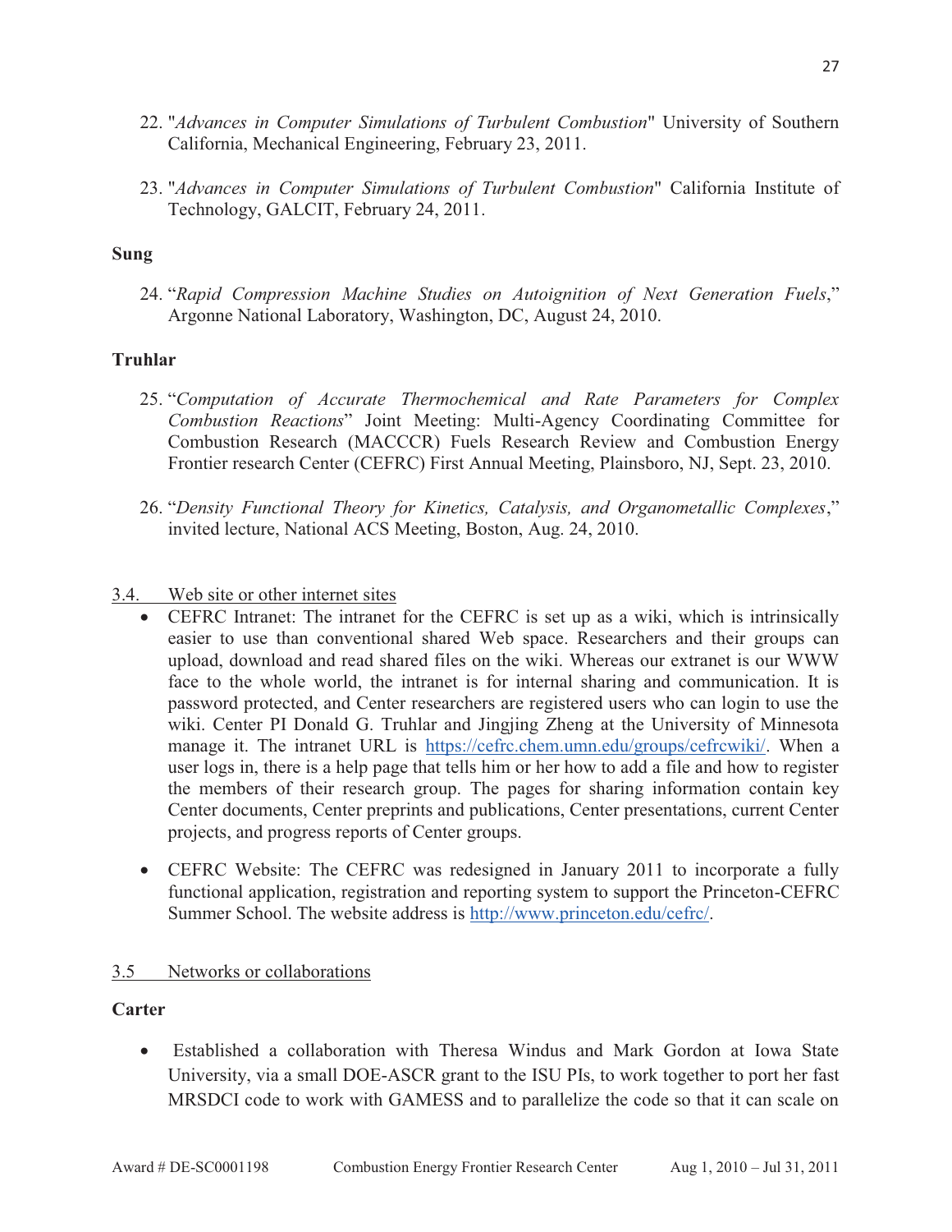22. "*Advances in Computer Simulations of Turbulent Combustion*" University of Southern California, Mechanical Engineering, February 23, 2011.

23. "*Advances in Computer Simulations of Turbulent Combustion*" California Institute of Technology, GALCIT, February 24, 2011.

**Sung**

24. "*Rapid Compression Machine Studies on Autoignition of Next Generation Fuels*," Argonne National Laboratory, Washington, DC, August 24, 2010.

**Truhlar**

25. "*Computation of Accurate Thermochemical and Rate Parameters for Complex Combustion Reactions*" Joint Meeting: Multi-Agency Coordinating Committee for Combustion Research (MACCCR) Fuels Research Review and Combustion Energy Frontier research Center (CEFRC) First Annual Meeting, Plainsboro, NJ, Sept. 23, 2010.

26. "*Density Functional Theory for Kinetics, Catalysis, and Organometallic Complexes*," invited lecture, National ACS Meeting, Boston, Aug. 24, 2010.

3.4. Web site or other internet sites

- CEFRC Intranet: The intranet for the CEFRC is set up as a wiki, which is intrinsically easier to use than conventional shared Web space. Researchers and their groups can upload, download and read shared files on the wiki. Whereas our extranet is our WWW face to the whole world, the intranet is for internal sharing and communication. It is password protected, and Center researchers are registered users who can login to use the wiki. Center PI Donald G. Truhlar and Jingjing Zheng at the University of Minnesota manage it. The intranet URL is https://cefrc.chem.umn.edu/groups/cefrcwiki/. When a user logs in, there is a help page that tells him or her how to add a file and how to register the members of their research group. The pages for sharing information contain key Center documents, Center preprints and publications, Center presentations, current Center projects, and progress reports of Center groups.

- CEFRC Website: The CEFRC was redesigned in January 2011 to incorporate a fully functional application, registration and reporting system to support the Princeton-CEFRC Summer School. The website address is http://www.princeton.edu/cefrc/.

3.5 Networks or collaborations

**Carter**

- Established a collaboration with Theresa Windus and Mark Gordon at Iowa State University, via a small DOE-ASCR grant to the ISU PIs, to work together to port her fast MRSDCI code to work with GAMESS and to parallelize the code so that it can scale on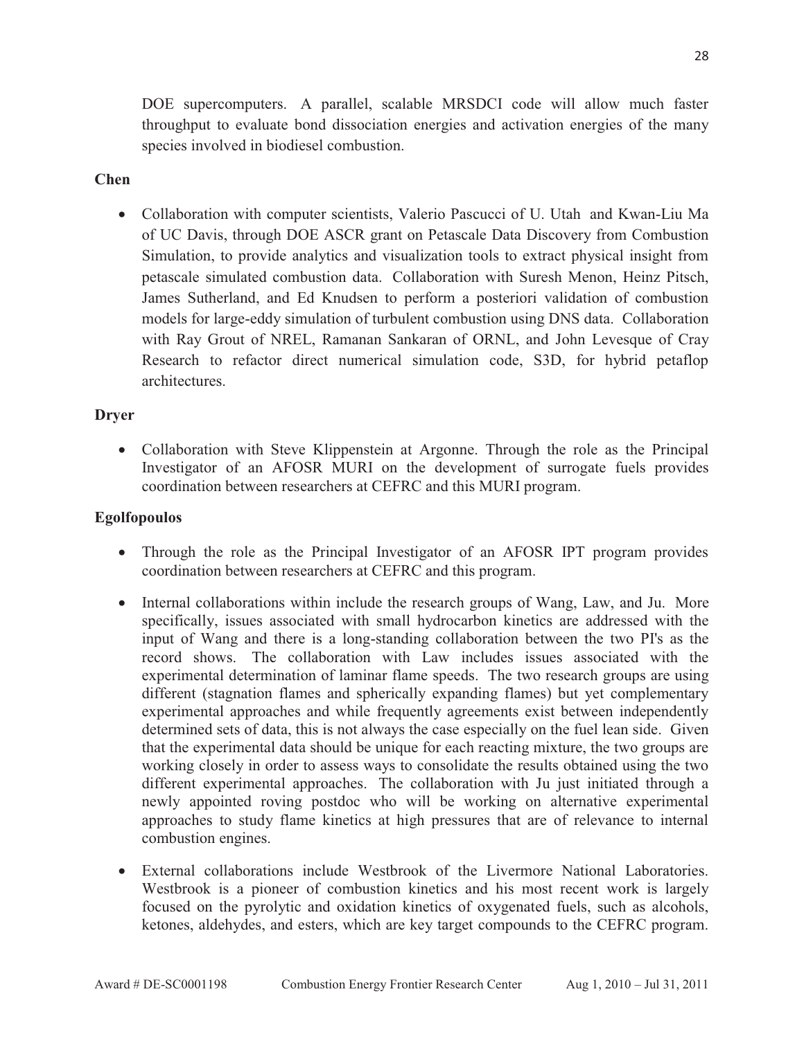DOE supercomputers. A parallel, scalable MRSDCI code will allow much faster throughput to evaluate bond dissociation energies and activation energies of the many species involved in biodiesel combustion.

**Chen**

- Collaboration with computer scientists, Valerio Pascucci of U. Utah and Kwan-Liu Ma of UC Davis, through DOE ASCR grant on Petascale Data Discovery from Combustion Simulation, to provide analytics and visualization tools to extract physical insight from petascale simulated combustion data. Collaboration with Suresh Menon, Heinz Pitsch, James Sutherland, and Ed Knudsen to perform a posteriori validation of combustion models for large-eddy simulation of turbulent combustion using DNS data. Collaboration with Ray Grout of NREL, Ramanan Sankaran of ORNL, and John Levesque of Cray Research to refactor direct numerical simulation code, S3D, for hybrid petaflop architectures.

**Dryer**

- Collaboration with Steve Klippenstein at Argonne. Through the role as the Principal Investigator of an AFOSR MURI on the development of surrogate fuels provides coordination between researchers at CEFRC and this MURI program.

**Egolfopoulos**

- Through the role as the Principal Investigator of an AFOSR IPT program provides coordination between researchers at CEFRC and this program.
- Internal collaborations within include the research groups of Wang, Law, and Ju. More specifically, issues associated with small hydrocarbon kinetics are addressed with the input of Wang and there is a long-standing collaboration between the two PI's as the record shows. The collaboration with Law includes issues associated with the experimental determination of laminar flame speeds. The two research groups are using different (stagnation flames and spherically expanding flames) but yet complementary experimental approaches and while frequently agreements exist between independently determined sets of data, this is not always the case especially on the fuel lean side. Given that the experimental data should be unique for each reacting mixture, the two groups are working closely in order to assess ways to consolidate the results obtained using the two different experimental approaches. The collaboration with Ju just initiated through a newly appointed roving postdoc who will be working on alternative experimental approaches to study flame kinetics at high pressures that are of relevance to internal combustion engines.
- External collaborations include Westbrook of the Livermore National Laboratories. Westbrook is a pioneer of combustion kinetics and his most recent work is largely focused on the pyrolytic and oxidation kinetics of oxygenated fuels, such as alcohols, ketones, aldehydes, and esters, which are key target compounds to the CEFRC program.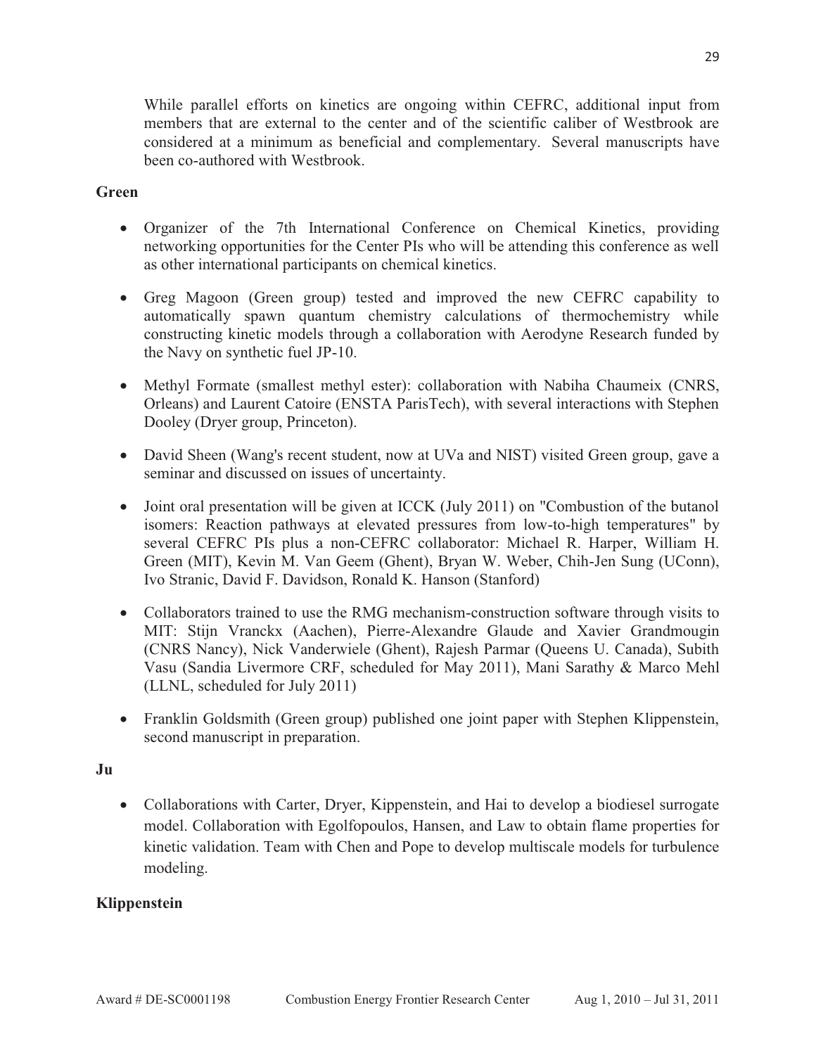While parallel efforts on kinetics are ongoing within CEFRC, additional input from members that are external to the center and of the scientific caliber of Westbrook are considered at a minimum as beneficial and complementary. Several manuscripts have been co-authored with Westbrook.

**Green**

- Organizer of the 7th International Conference on Chemical Kinetics, providing networking opportunities for the Center PIs who will be attending this conference as well as other international participants on chemical kinetics.
- Greg Magoon (Green group) tested and improved the new CEFRC capability to automatically spawn quantum chemistry calculations of thermochemistry while constructing kinetic models through a collaboration with Aerodyne Research funded by the Navy on synthetic fuel JP-10.
- Methyl Formate (smallest methyl ester): collaboration with Nabiha Chaumeix (CNRS, Orleans) and Laurent Catoire (ENSTA ParisTech), with several interactions with Stephen Dooley (Dryer group, Princeton).
- David Sheen (Wang's recent student, now at UVa and NIST) visited Green group, gave a seminar and discussed on issues of uncertainty.
- Joint oral presentation will be given at ICCK (July 2011) on "Combustion of the butanol isomers: Reaction pathways at elevated pressures from low-to-high temperatures" by several CEFRC PIs plus a non-CEFRC collaborator: Michael R. Harper, William H. Green (MIT), Kevin M. Van Geem (Ghent), Bryan W. Weber, Chih-Jen Sung (UConn), Ivo Stranic, David F. Davidson, Ronald K. Hanson (Stanford)
- Collaborators trained to use the RMG mechanism-construction software through visits to MIT: Stijn Vranckx (Aachen), Pierre-Alexandre Glaude and Xavier Grandmougin (CNRS Nancy), Nick Vanderwiele (Ghent), Rajesh Parmar (Queens U. Canada), Subith Vasu (Sandia Livermore CRF, scheduled for May 2011), Mani Sarathy & Marco Mehl (LLNL, scheduled for July 2011)
- Franklin Goldsmith (Green group) published one joint paper with Stephen Klippenstein, second manuscript in preparation.

**Ju**

- Collaborations with Carter, Dryer, Kippenstein, and Hai to develop a biodiesel surrogate model. Collaboration with Egolfopoulos, Hansen, and Law to obtain flame properties for kinetic validation. Team with Chen and Pope to develop multiscale models for turbulence modeling.

**Klippenstein**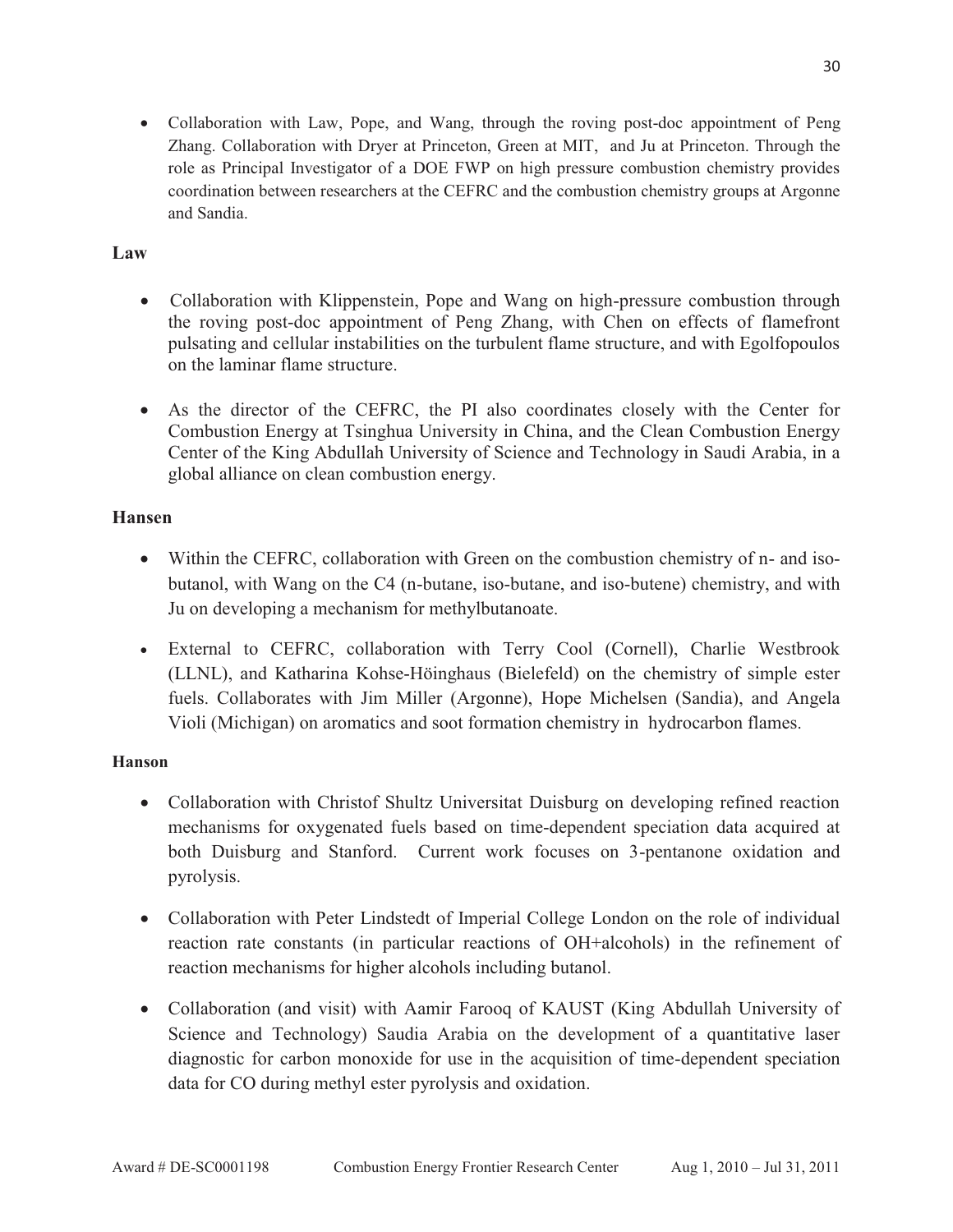- Collaboration with Law, Pope, and Wang, through the roving post-doc appointment of Peng Zhang. Collaboration with Dryer at Princeton, Green at MIT, and Ju at Princeton. Through the role as Principal Investigator of a DOE FWP on high pressure combustion chemistry provides coordination between researchers at the CEFRC and the combustion chemistry groups at Argonne and Sandia.

**Law**

- Collaboration with Klippenstein, Pope and Wang on high-pressure combustion through the roving post-doc appointment of Peng Zhang, with Chen on effects of flamefront pulsating and cellular instabilities on the turbulent flame structure, and with Egolfopoulos on the laminar flame structure.

- As the director of the CEFRC, the PI also coordinates closely with the Center for Combustion Energy at Tsinghua University in China, and the Clean Combustion Energy Center of the King Abdullah University of Science and Technology in Saudi Arabia, in a global alliance on clean combustion energy.

**Hansen**

- Within the CEFRC, collaboration with Green on the combustion chemistry of n- and iso-butanol, with Wang on the C4 (n-butane, iso-butane, and iso-butene) chemistry, and with Ju on developing a mechanism for methylbutanoate.

- External to CEFRC, collaboration with Terry Cool (Cornell), Charlie Westbrook (LLNL), and Katharina Kohse-Höinghaus (Bielefeld) on the chemistry of simple ester fuels. Collaborates with Jim Miller (Argonne), Hope Michelsen (Sandia), and Angela Violi (Michigan) on aromatics and soot formation chemistry in hydrocarbon flames.

**Hanson**

- Collaboration with Christof Shultz Universitat Duisburg on developing refined reaction mechanisms for oxygenated fuels based on time-dependent speciation data acquired at both Duisburg and Stanford. Current work focuses on 3-pentanone oxidation and pyrolysis.

- Collaboration with Peter Lindstedt of Imperial College London on the role of individual reaction rate constants (in particular reactions of OH+alcohols) in the refinement of reaction mechanisms for higher alcohols including butanol.

- Collaboration (and visit) with Aamir Farooq of KAUST (King Abdullah University of Science and Technology) Saudia Arabia on the development of a quantitative laser diagnostic for carbon monoxide for use in the acquisition of time-dependent speciation data for CO during methyl ester pyrolysis and oxidation.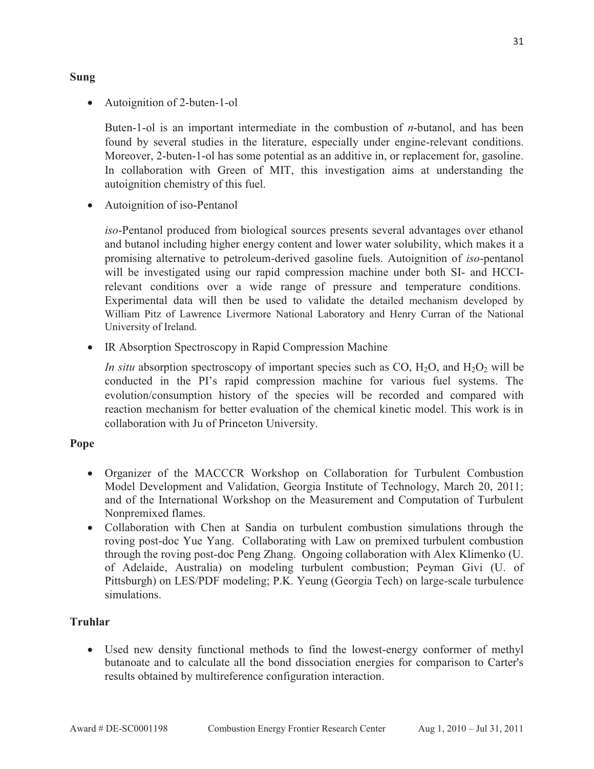**Sung**

- Autoignition of 2-buten-1-ol

  Buten-1-ol is an important intermediate in the combustion of *n*-butanol, and has been found by several studies in the literature, especially under engine-relevant conditions. Moreover, 2-buten-1-ol has some potential as an additive in, or replacement for, gasoline. In collaboration with Green of MIT, this investigation aims at understanding the autoignition chemistry of this fuel.

- Autoignition of iso-Pentanol

  *iso*-Pentanol produced from biological sources presents several advantages over ethanol and butanol including higher energy content and lower water solubility, which makes it a promising alternative to petroleum-derived gasoline fuels. Autoignition of *iso*-pentanol will be investigated using our rapid compression machine under both SI- and HCCI-relevant conditions over a wide range of pressure and temperature conditions. Experimental data will then be used to validate the detailed mechanism developed by William Pitz of Lawrence Livermore National Laboratory and Henry Curran of the National University of Ireland.

- IR Absorption Spectroscopy in Rapid Compression Machine

  *In situ* absorption spectroscopy of important species such as CO, $H_2O$, and $H_2O_2$ will be conducted in the PI's rapid compression machine for various fuel systems. The evolution/consumption history of the species will be recorded and compared with reaction mechanism for better evaluation of the chemical kinetic model. This work is in collaboration with Ju of Princeton University.

**Pope**

- Organizer of the MACCCR Workshop on Collaboration for Turbulent Combustion Model Development and Validation, Georgia Institute of Technology, March 20, 2011; and of the International Workshop on the Measurement and Computation of Turbulent Nonpremixed flames.
- Collaboration with Chen at Sandia on turbulent combustion simulations through the roving post-doc Yue Yang. Collaborating with Law on premixed turbulent combustion through the roving post-doc Peng Zhang. Ongoing collaboration with Alex Klimenko (U. of Adelaide, Australia) on modeling turbulent combustion; Peyman Givi (U. of Pittsburgh) on LES/PDF modeling; P.K. Yeung (Georgia Tech) on large-scale turbulence simulations.

**Truhlar**

- Used new density functional methods to find the lowest-energy conformer of methyl butanoate and to calculate all the bond dissociation energies for comparison to Carter's results obtained by multireference configuration interaction.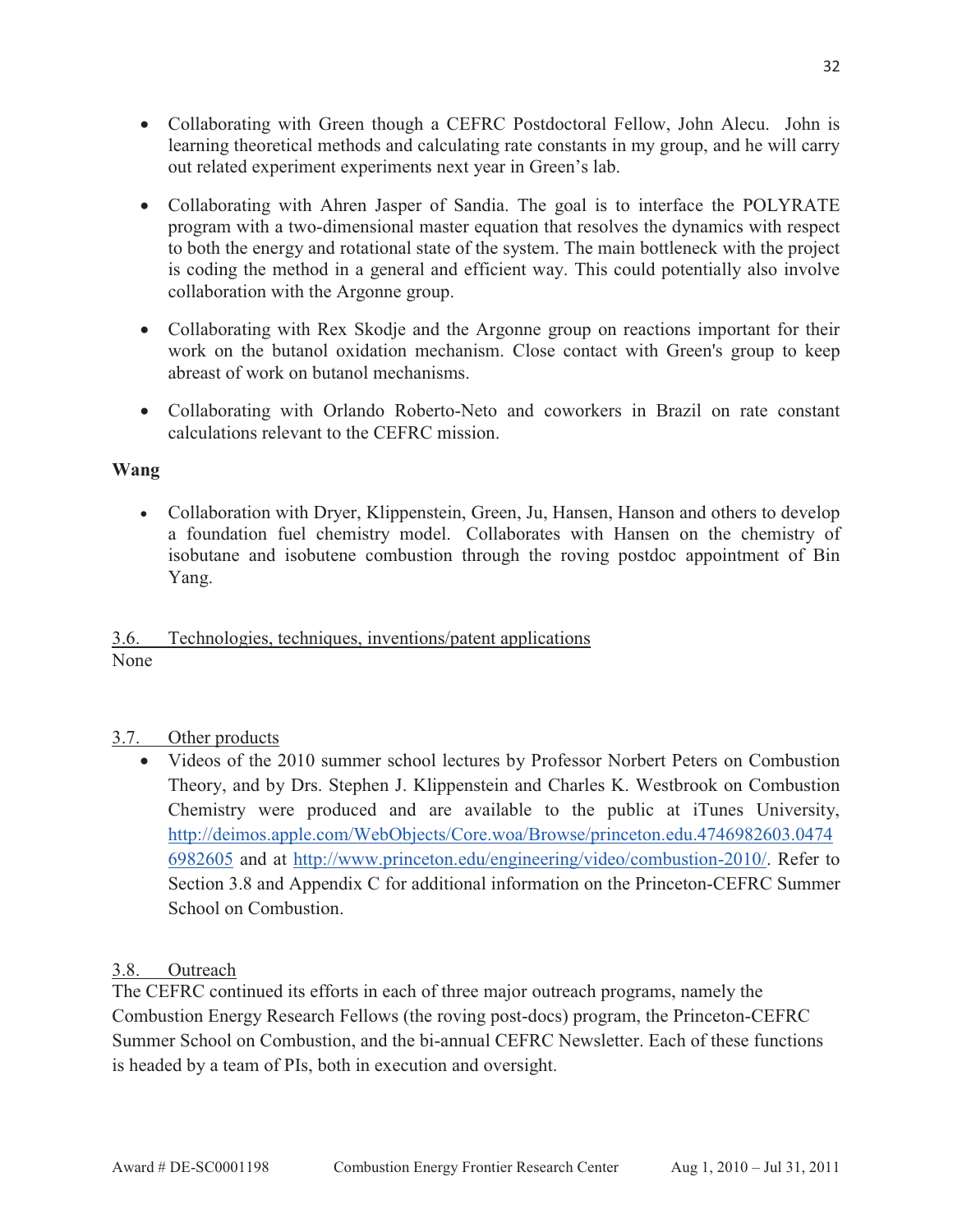- Collaborating with Green though a CEFRC Postdoctoral Fellow, John Alecu. John is learning theoretical methods and calculating rate constants in my group, and he will carry out related experiment experiments next year in Green's lab.

- Collaborating with Ahren Jasper of Sandia. The goal is to interface the POLYRATE program with a two-dimensional master equation that resolves the dynamics with respect to both the energy and rotational state of the system. The main bottleneck with the project is coding the method in a general and efficient way. This could potentially also involve collaboration with the Argonne group.

- Collaborating with Rex Skodje and the Argonne group on reactions important for their work on the butanol oxidation mechanism. Close contact with Green's group to keep abreast of work on butanol mechanisms.

- Collaborating with Orlando Roberto-Neto and coworkers in Brazil on rate constant calculations relevant to the CEFRC mission.

**Wang**

- Collaboration with Dryer, Klippenstein, Green, Ju, Hansen, Hanson and others to develop a foundation fuel chemistry model. Collaborates with Hansen on the chemistry of isobutane and isobutene combustion through the roving postdoc appointment of Bin Yang.

## 3.6. Technologies, techniques, inventions/patent applications

None

## 3.7. Other products

- Videos of the 2010 summer school lectures by Professor Norbert Peters on Combustion Theory, and by Drs. Stephen J. Klippenstein and Charles K. Westbrook on Combustion Chemistry were produced and are available to the public at iTunes University, http://deimos.apple.com/WebObjects/Core.woa/Browse/princeton.edu.4746982603.04746982605 and at http://www.princeton.edu/engineering/video/combustion-2010/. Refer to Section 3.8 and Appendix C for additional information on the Princeton-CEFRC Summer School on Combustion.

## 3.8. Outreach

The CEFRC continued its efforts in each of three major outreach programs, namely the Combustion Energy Research Fellows (the roving post-docs) program, the Princeton-CEFRC Summer School on Combustion, and the bi-annual CEFRC Newsletter. Each of these functions is headed by a team of PIs, both in execution and oversight.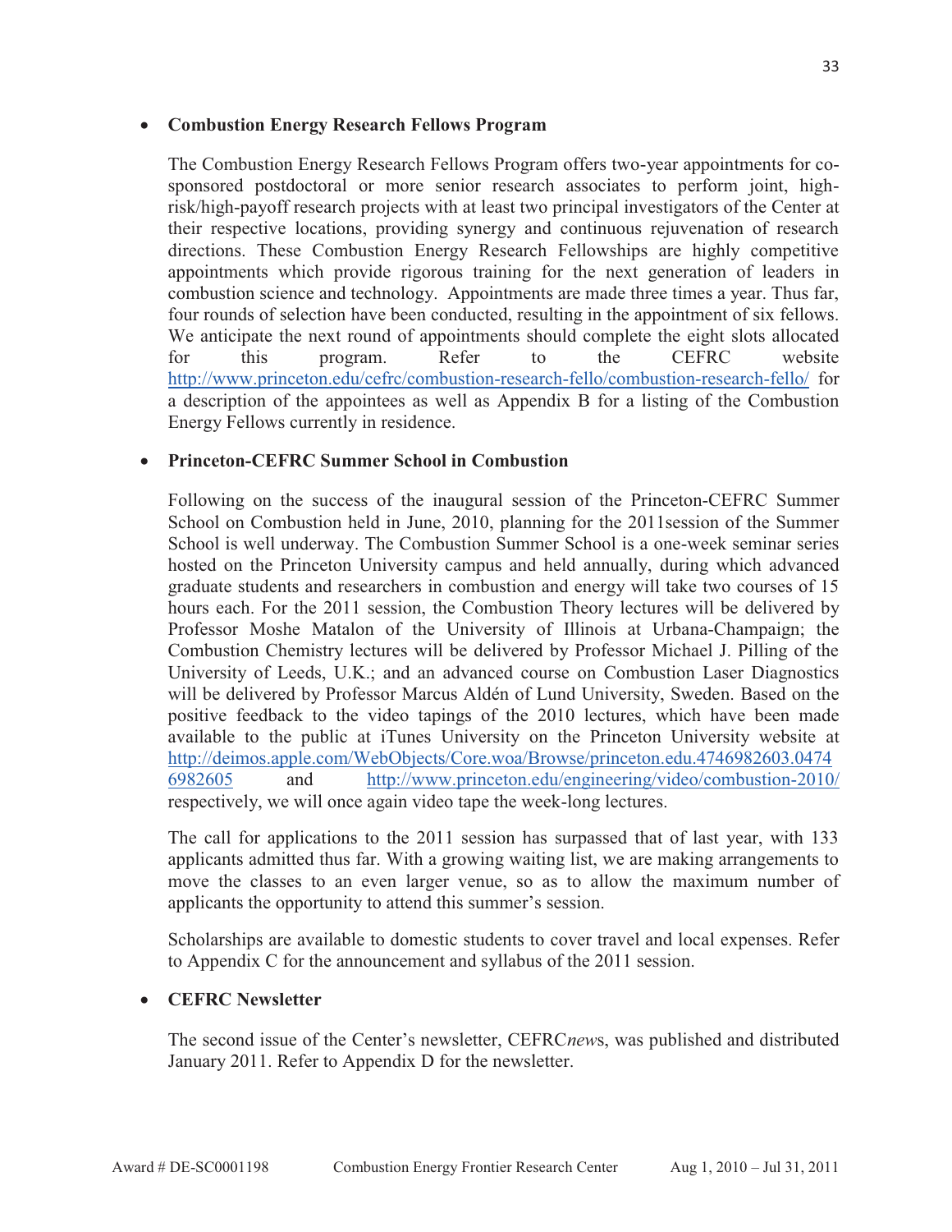- **Combustion Energy Research Fellows Program**

  The Combustion Energy Research Fellows Program offers two-year appointments for co-sponsored postdoctoral or more senior research associates to perform joint, high-risk/high-payoff research projects with at least two principal investigators of the Center at their respective locations, providing synergy and continuous rejuvenation of research directions. These Combustion Energy Research Fellowships are highly competitive appointments which provide rigorous training for the next generation of leaders in combustion science and technology. Appointments are made three times a year. Thus far, four rounds of selection have been conducted, resulting in the appointment of six fellows. We anticipate the next round of appointments should complete the eight slots allocated for this program. Refer to the CEFRC website http://www.princeton.edu/cefrc/combustion-research-fello/combustion-research-fello/ for a description of the appointees as well as Appendix B for a listing of the Combustion Energy Fellows currently in residence.

- **Princeton-CEFRC Summer School in Combustion**

  Following on the success of the inaugural session of the Princeton-CEFRC Summer School on Combustion held in June, 2010, planning for the 2011session of the Summer School is well underway. The Combustion Summer School is a one-week seminar series hosted on the Princeton University campus and held annually, during which advanced graduate students and researchers in combustion and energy will take two courses of 15 hours each. For the 2011 session, the Combustion Theory lectures will be delivered by Professor Moshe Matalon of the University of Illinois at Urbana-Champaign; the Combustion Chemistry lectures will be delivered by Professor Michael J. Pilling of the University of Leeds, U.K.; and an advanced course on Combustion Laser Diagnostics will be delivered by Professor Marcus Aldén of Lund University, Sweden. Based on the positive feedback to the video tapings of the 2010 lectures, which have been made available to the public at iTunes University on the Princeton University website at http://deimos.apple.com/WebObjects/Core.woa/Browse/princeton.edu.4746982603.04746982605 and http://www.princeton.edu/engineering/video/combustion-2010/ respectively, we will once again video tape the week-long lectures.

  The call for applications to the 2011 session has surpassed that of last year, with 133 applicants admitted thus far. With a growing waiting list, we are making arrangements to move the classes to an even larger venue, so as to allow the maximum number of applicants the opportunity to attend this summer's session.

  Scholarships are available to domestic students to cover travel and local expenses. Refer to Appendix C for the announcement and syllabus of the 2011 session.

- **CEFRC Newsletter**

  The second issue of the Center's newsletter, CEFRC*news*, was published and distributed January 2011. Refer to Appendix D for the newsletter.